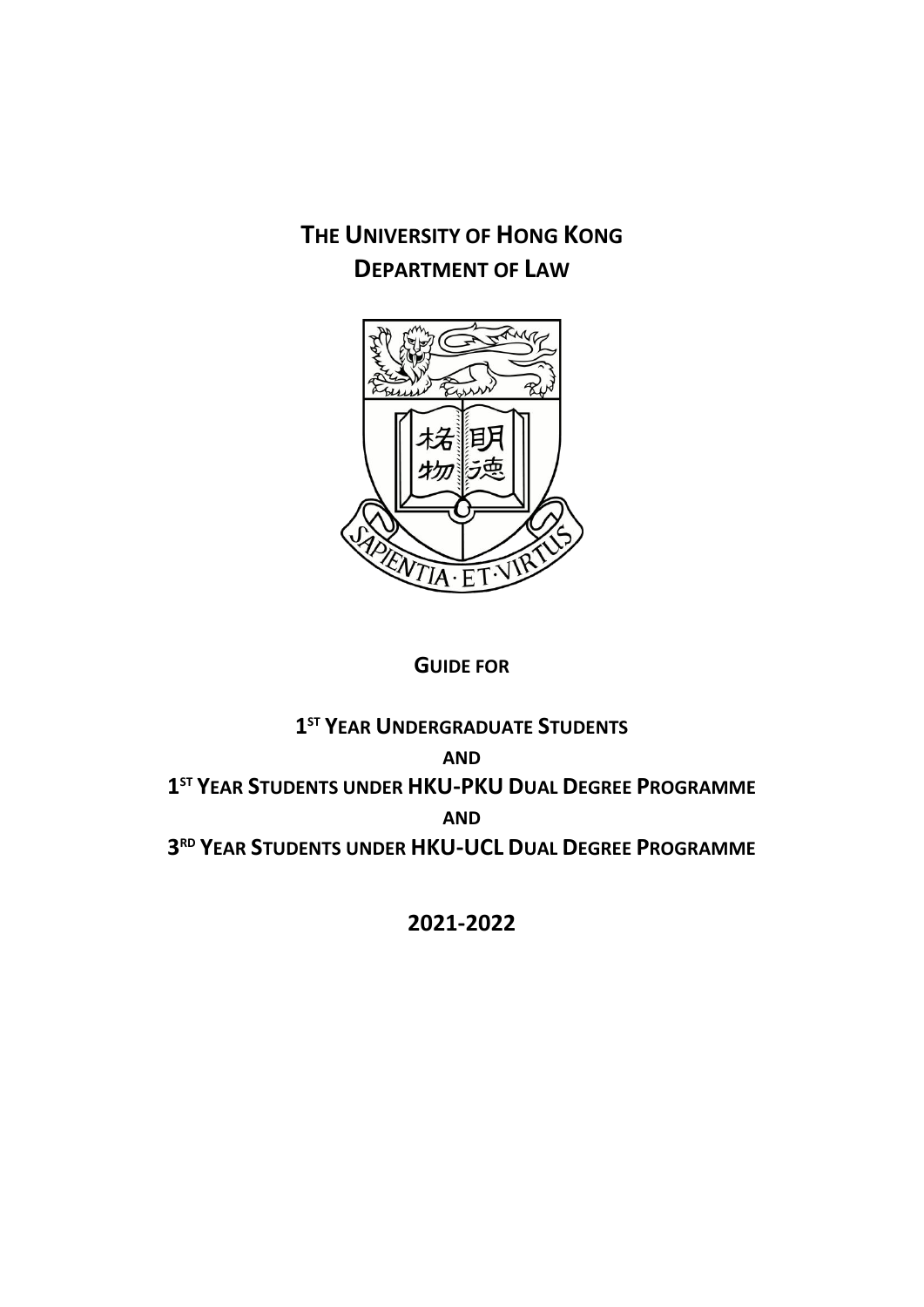# THE UNIVERSITY OF HONG KONG
# DEPARTMENT OF LAW

**GUIDE FOR**

**1ST YEAR UNDERGRADUATE STUDENTS**

**AND**

**1ST YEAR STUDENTS UNDER HKU-PKU DUAL DEGREE PROGRAMME**

**AND**

**3RD YEAR STUDENTS UNDER HKU-UCL DUAL DEGREE PROGRAMME**

**2021-2022**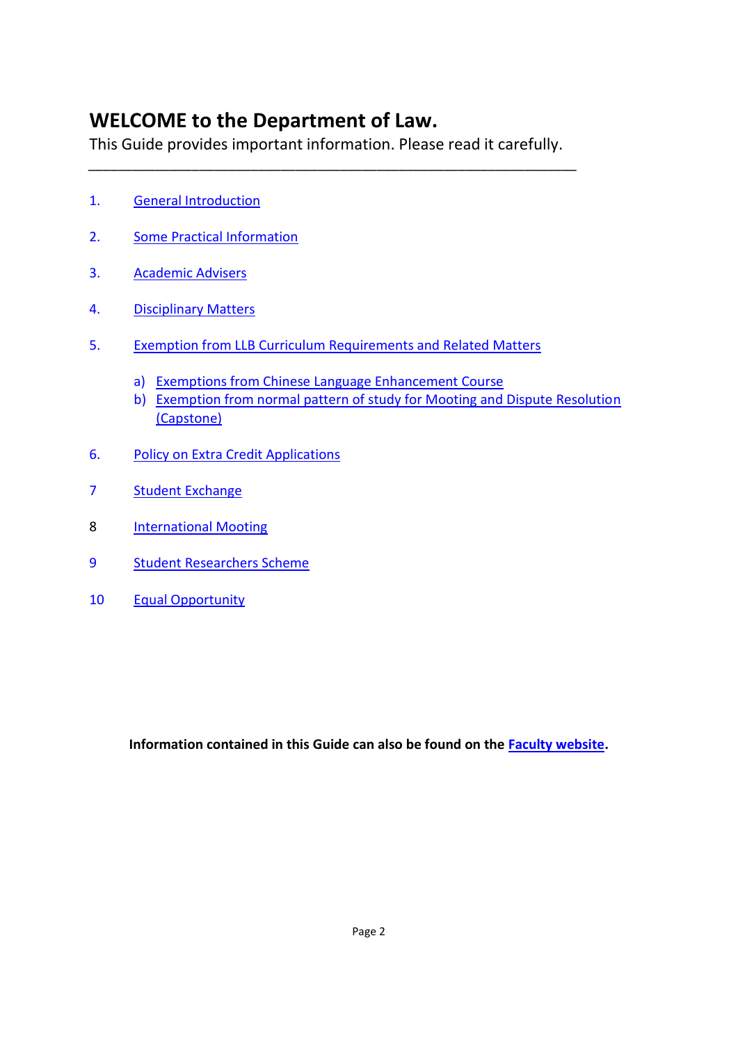# WELCOME to the Department of Law.

This Guide provides important information. Please read it carefully.

---

1. General Introduction

2. Some Practical Information

3. Academic Advisers

4. Disciplinary Matters

5. Exemption from LLB Curriculum Requirements and Related Matters

   a) Exemptions from Chinese Language Enhancement Course
   b) Exemption from normal pattern of study for Mooting and Dispute Resolution (Capstone)

6. Policy on Extra Credit Applications

7 Student Exchange

8 International Mooting

9 Student Researchers Scheme

10 Equal Opportunity

**Information contained in this Guide can also be found on the Faculty website.**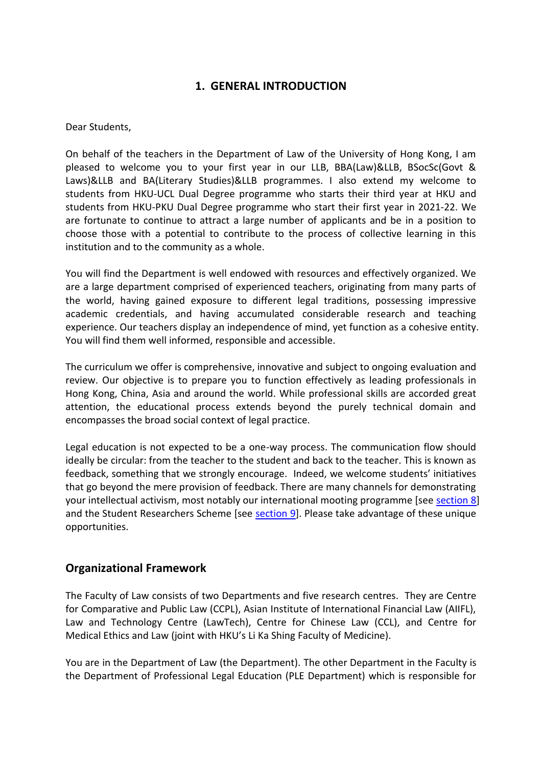## 1. GENERAL INTRODUCTION

Dear Students,

On behalf of the teachers in the Department of Law of the University of Hong Kong, I am pleased to welcome you to your first year in our LLB, BBA(Law)&LLB, BSocSc(Govt & Laws)&LLB and BA(Literary Studies)&LLB programmes. I also extend my welcome to students from HKU-UCL Dual Degree programme who starts their third year at HKU and students from HKU-PKU Dual Degree programme who start their first year in 2021-22. We are fortunate to continue to attract a large number of applicants and be in a position to choose those with a potential to contribute to the process of collective learning in this institution and to the community as a whole.

You will find the Department is well endowed with resources and effectively organized. We are a large department comprised of experienced teachers, originating from many parts of the world, having gained exposure to different legal traditions, possessing impressive academic credentials, and having accumulated considerable research and teaching experience. Our teachers display an independence of mind, yet function as a cohesive entity. You will find them well informed, responsible and accessible.

The curriculum we offer is comprehensive, innovative and subject to ongoing evaluation and review. Our objective is to prepare you to function effectively as leading professionals in Hong Kong, China, Asia and around the world. While professional skills are accorded great attention, the educational process extends beyond the purely technical domain and encompasses the broad social context of legal practice.

Legal education is not expected to be a one-way process. The communication flow should ideally be circular: from the teacher to the student and back to the teacher. This is known as feedback, something that we strongly encourage. Indeed, we welcome students' initiatives that go beyond the mere provision of feedback. There are many channels for demonstrating your intellectual activism, most notably our international mooting programme [see section 8] and the Student Researchers Scheme [see section 9]. Please take advantage of these unique opportunities.

### Organizational Framework

The Faculty of Law consists of two Departments and five research centres. They are Centre for Comparative and Public Law (CCPL), Asian Institute of International Financial Law (AIIFL), Law and Technology Centre (LawTech), Centre for Chinese Law (CCL), and Centre for Medical Ethics and Law (joint with HKU's Li Ka Shing Faculty of Medicine).

You are in the Department of Law (the Department). The other Department in the Faculty is the Department of Professional Legal Education (PLE Department) which is responsible for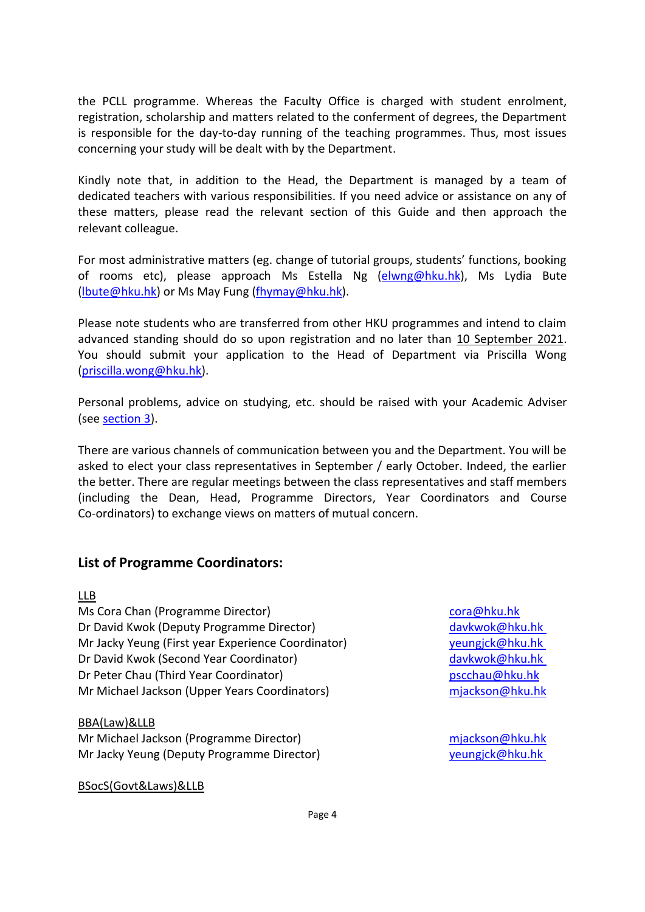the PCLL programme. Whereas the Faculty Office is charged with student enrolment, registration, scholarship and matters related to the conferment of degrees, the Department is responsible for the day-to-day running of the teaching programmes. Thus, most issues concerning your study will be dealt with by the Department.

Kindly note that, in addition to the Head, the Department is managed by a team of dedicated teachers with various responsibilities. If you need advice or assistance on any of these matters, please read the relevant section of this Guide and then approach the relevant colleague.

For most administrative matters (eg. change of tutorial groups, students' functions, booking of rooms etc), please approach Ms Estella Ng (elwng@hku.hk), Ms Lydia Bute (lbute@hku.hk) or Ms May Fung (fhymay@hku.hk).

Please note students who are transferred from other HKU programmes and intend to claim advanced standing should do so upon registration and no later than 10 September 2021. You should submit your application to the Head of Department via Priscilla Wong (priscilla.wong@hku.hk).

Personal problems, advice on studying, etc. should be raised with your Academic Adviser (see section 3).

There are various channels of communication between you and the Department. You will be asked to elect your class representatives in September / early October. Indeed, the earlier the better. There are regular meetings between the class representatives and staff members (including the Dean, Head, Programme Directors, Year Coordinators and Course Co-ordinators) to exchange views on matters of mutual concern.

## List of Programme Coordinators:

LLB

| | |
|---|---|
| Ms Cora Chan (Programme Director) | cora@hku.hk |
| Dr David Kwok (Deputy Programme Director) | davkwok@hku.hk |
| Mr Jacky Yeung (First year Experience Coordinator) | yeungjck@hku.hk |
| Dr David Kwok (Second Year Coordinator) | davkwok@hku.hk |
| Dr Peter Chau (Third Year Coordinator) | pscchau@hku.hk |
| Mr Michael Jackson (Upper Years Coordinators) | mjackson@hku.hk |

BBA(Law)&LLB

| | |
|---|---|
| Mr Michael Jackson (Programme Director) | mjackson@hku.hk |
| Mr Jacky Yeung (Deputy Programme Director) | yeungjck@hku.hk |

BSocS(Govt&Laws)&LLB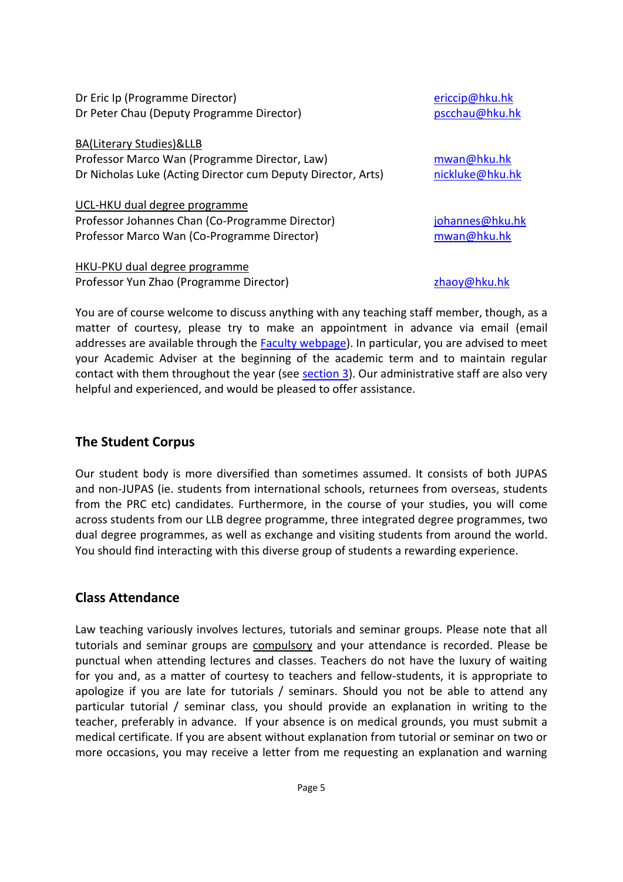Dr Eric Ip (Programme Director) ericcip@hku.hk
Dr Peter Chau (Deputy Programme Director) pscchau@hku.hk

BA(Literary Studies)&LLB
Professor Marco Wan (Programme Director, Law) mwan@hku.hk
Dr Nicholas Luke (Acting Director cum Deputy Director, Arts) nickluke@hku.hk

UCL-HKU dual degree programme
Professor Johannes Chan (Co-Programme Director) johannes@hku.hk
Professor Marco Wan (Co-Programme Director) mwan@hku.hk

HKU-PKU dual degree programme
Professor Yun Zhao (Programme Director) zhaoy@hku.hk

You are of course welcome to discuss anything with any teaching staff member, though, as a matter of courtesy, please try to make an appointment in advance via email (email addresses are available through the Faculty webpage). In particular, you are advised to meet your Academic Adviser at the beginning of the academic term and to maintain regular contact with them throughout the year (see section 3). Our administrative staff are also very helpful and experienced, and would be pleased to offer assistance.

## The Student Corpus

Our student body is more diversified than sometimes assumed. It consists of both JUPAS and non-JUPAS (ie. students from international schools, returnees from overseas, students from the PRC etc) candidates. Furthermore, in the course of your studies, you will come across students from our LLB degree programme, three integrated degree programmes, two dual degree programmes, as well as exchange and visiting students from around the world. You should find interacting with this diverse group of students a rewarding experience.

## Class Attendance

Law teaching variously involves lectures, tutorials and seminar groups. Please note that all tutorials and seminar groups are compulsory and your attendance is recorded. Please be punctual when attending lectures and classes. Teachers do not have the luxury of waiting for you and, as a matter of courtesy to teachers and fellow-students, it is appropriate to apologize if you are late for tutorials / seminars. Should you not be able to attend any particular tutorial / seminar class, you should provide an explanation in writing to the teacher, preferably in advance. If your absence is on medical grounds, you must submit a medical certificate. If you are absent without explanation from tutorial or seminar on two or more occasions, you may receive a letter from me requesting an explanation and warning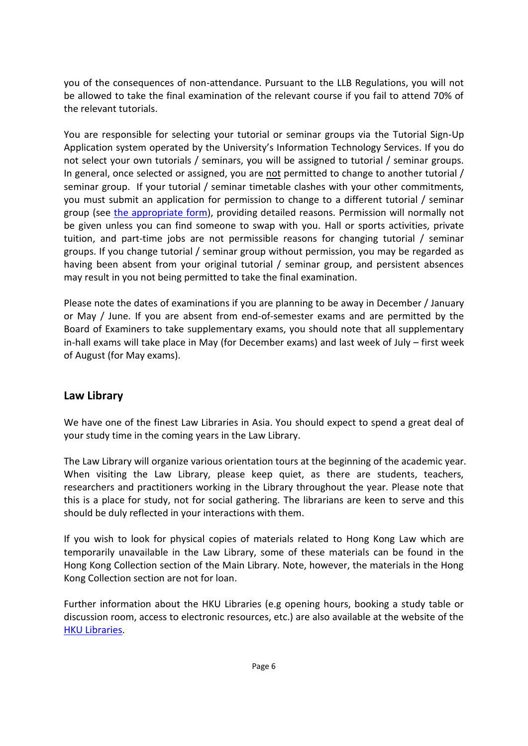you of the consequences of non-attendance. Pursuant to the LLB Regulations, you will not be allowed to take the final examination of the relevant course if you fail to attend 70% of the relevant tutorials.

You are responsible for selecting your tutorial or seminar groups via the Tutorial Sign-Up Application system operated by the University's Information Technology Services. If you do not select your own tutorials / seminars, you will be assigned to tutorial / seminar groups. In general, once selected or assigned, you are not permitted to change to another tutorial / seminar group. If your tutorial / seminar timetable clashes with your other commitments, you must submit an application for permission to change to a different tutorial / seminar group (see the appropriate form), providing detailed reasons. Permission will normally not be given unless you can find someone to swap with you. Hall or sports activities, private tuition, and part-time jobs are not permissible reasons for changing tutorial / seminar groups. If you change tutorial / seminar group without permission, you may be regarded as having been absent from your original tutorial / seminar group, and persistent absences may result in you not being permitted to take the final examination.

Please note the dates of examinations if you are planning to be away in December / January or May / June. If you are absent from end-of-semester exams and are permitted by the Board of Examiners to take supplementary exams, you should note that all supplementary in-hall exams will take place in May (for December exams) and last week of July – first week of August (for May exams).

## Law Library

We have one of the finest Law Libraries in Asia. You should expect to spend a great deal of your study time in the coming years in the Law Library.

The Law Library will organize various orientation tours at the beginning of the academic year. When visiting the Law Library, please keep quiet, as there are students, teachers, researchers and practitioners working in the Library throughout the year. Please note that this is a place for study, not for social gathering. The librarians are keen to serve and this should be duly reflected in your interactions with them.

If you wish to look for physical copies of materials related to Hong Kong Law which are temporarily unavailable in the Law Library, some of these materials can be found in the Hong Kong Collection section of the Main Library. Note, however, the materials in the Hong Kong Collection section are not for loan.

Further information about the HKU Libraries (e.g opening hours, booking a study table or discussion room, access to electronic resources, etc.) are also available at the website of the HKU Libraries.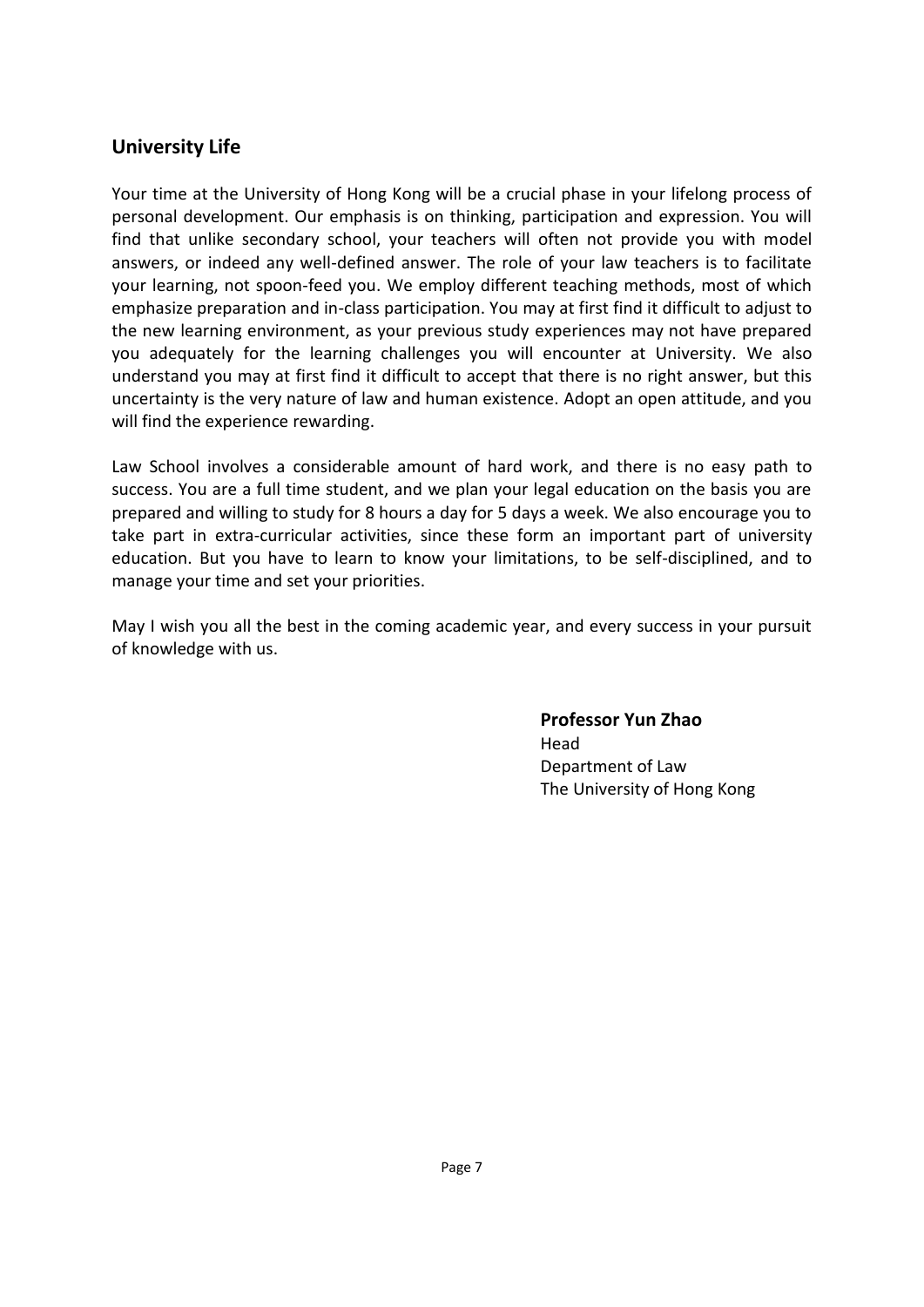## University Life

Your time at the University of Hong Kong will be a crucial phase in your lifelong process of personal development. Our emphasis is on thinking, participation and expression. You will find that unlike secondary school, your teachers will often not provide you with model answers, or indeed any well-defined answer. The role of your law teachers is to facilitate your learning, not spoon-feed you. We employ different teaching methods, most of which emphasize preparation and in-class participation. You may at first find it difficult to adjust to the new learning environment, as your previous study experiences may not have prepared you adequately for the learning challenges you will encounter at University. We also understand you may at first find it difficult to accept that there is no right answer, but this uncertainty is the very nature of law and human existence. Adopt an open attitude, and you will find the experience rewarding.

Law School involves a considerable amount of hard work, and there is no easy path to success. You are a full time student, and we plan your legal education on the basis you are prepared and willing to study for 8 hours a day for 5 days a week. We also encourage you to take part in extra-curricular activities, since these form an important part of university education. But you have to learn to know your limitations, to be self-disciplined, and to manage your time and set your priorities.

May I wish you all the best in the coming academic year, and every success in your pursuit of knowledge with us.

**Professor Yun Zhao**
Head
Department of Law
The University of Hong Kong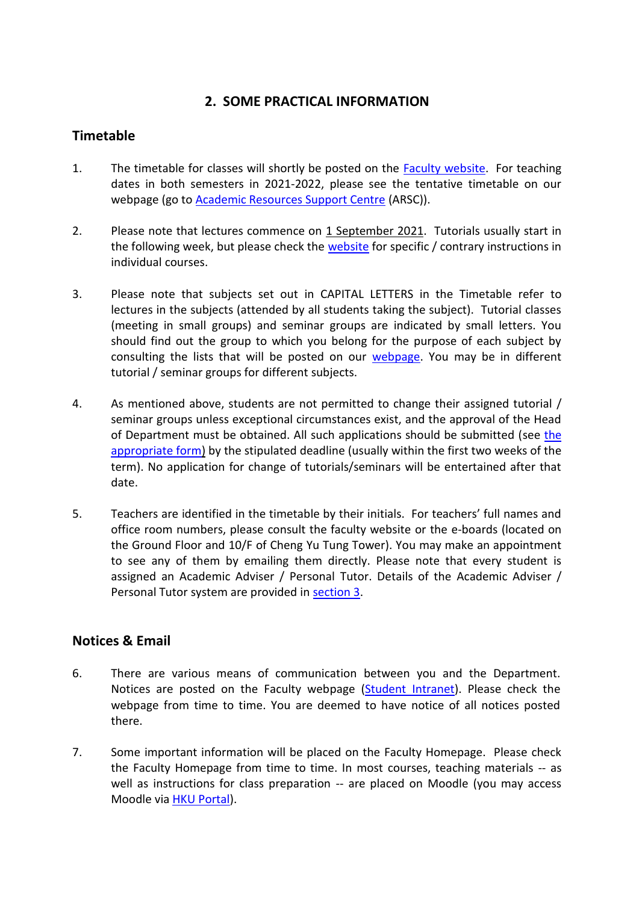## 2. SOME PRACTICAL INFORMATION

### Timetable

1. The timetable for classes will shortly be posted on the Faculty website. For teaching dates in both semesters in 2021-2022, please see the tentative timetable on our webpage (go to Academic Resources Support Centre (ARSC)).

2. Please note that lectures commence on 1 September 2021. Tutorials usually start in the following week, but please check the website for specific / contrary instructions in individual courses.

3. Please note that subjects set out in CAPITAL LETTERS in the Timetable refer to lectures in the subjects (attended by all students taking the subject). Tutorial classes (meeting in small groups) and seminar groups are indicated by small letters. You should find out the group to which you belong for the purpose of each subject by consulting the lists that will be posted on our webpage. You may be in different tutorial / seminar groups for different subjects.

4. As mentioned above, students are not permitted to change their assigned tutorial / seminar groups unless exceptional circumstances exist, and the approval of the Head of Department must be obtained. All such applications should be submitted (see the appropriate form) by the stipulated deadline (usually within the first two weeks of the term). No application for change of tutorials/seminars will be entertained after that date.

5. Teachers are identified in the timetable by their initials. For teachers' full names and office room numbers, please consult the faculty website or the e-boards (located on the Ground Floor and 10/F of Cheng Yu Tung Tower). You may make an appointment to see any of them by emailing them directly. Please note that every student is assigned an Academic Adviser / Personal Tutor. Details of the Academic Adviser / Personal Tutor system are provided in section 3.

### Notices & Email

6. There are various means of communication between you and the Department. Notices are posted on the Faculty webpage (Student Intranet). Please check the webpage from time to time. You are deemed to have notice of all notices posted there.

7. Some important information will be placed on the Faculty Homepage. Please check the Faculty Homepage from time to time. In most courses, teaching materials -- as well as instructions for class preparation -- are placed on Moodle (you may access Moodle via HKU Portal).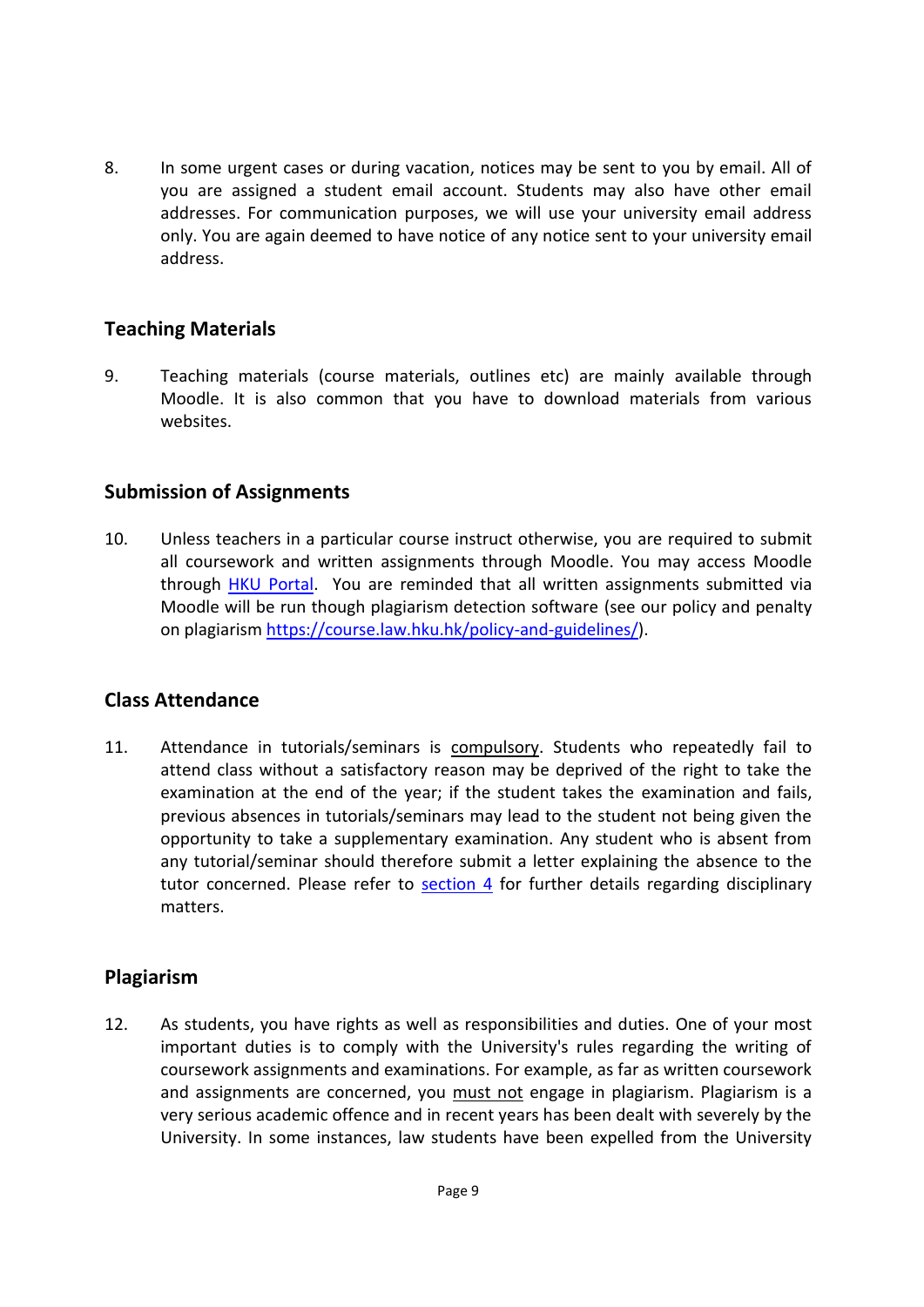8. In some urgent cases or during vacation, notices may be sent to you by email. All of you are assigned a student email account. Students may also have other email addresses. For communication purposes, we will use your university email address only. You are again deemed to have notice of any notice sent to your university email address.

## Teaching Materials

9. Teaching materials (course materials, outlines etc) are mainly available through Moodle. It is also common that you have to download materials from various websites.

## Submission of Assignments

10. Unless teachers in a particular course instruct otherwise, you are required to submit all coursework and written assignments through Moodle. You may access Moodle through [HKU Portal](). You are reminded that all written assignments submitted via Moodle will be run though plagiarism detection software (see our policy and penalty on plagiarism [https://course.law.hku.hk/policy-and-guidelines/](https://course.law.hku.hk/policy-and-guidelines/)).

## Class Attendance

11. Attendance in tutorials/seminars is compulsory. Students who repeatedly fail to attend class without a satisfactory reason may be deprived of the right to take the examination at the end of the year; if the student takes the examination and fails, previous absences in tutorials/seminars may lead to the student not being given the opportunity to take a supplementary examination. Any student who is absent from any tutorial/seminar should therefore submit a letter explaining the absence to the tutor concerned. Please refer to [section 4]() for further details regarding disciplinary matters.

## Plagiarism

12. As students, you have rights as well as responsibilities and duties. One of your most important duties is to comply with the University's rules regarding the writing of coursework assignments and examinations. For example, as far as written coursework and assignments are concerned, you must not engage in plagiarism. Plagiarism is a very serious academic offence and in recent years has been dealt with severely by the University. In some instances, law students have been expelled from the University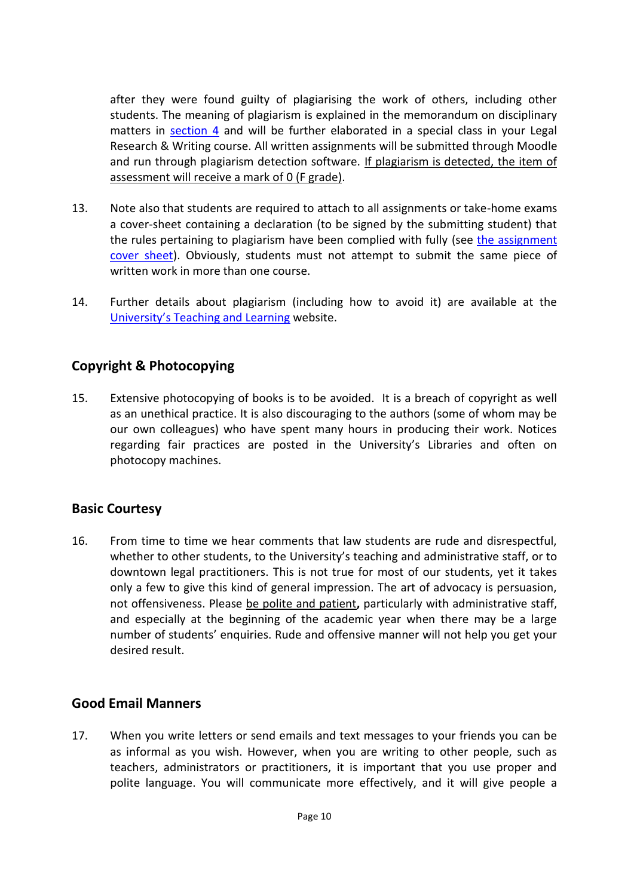after they were found guilty of plagiarising the work of others, including other students. The meaning of plagiarism is explained in the memorandum on disciplinary matters in section 4 and will be further elaborated in a special class in your Legal Research & Writing course. All written assignments will be submitted through Moodle and run through plagiarism detection software. If plagiarism is detected, the item of assessment will receive a mark of 0 (F grade).

13. Note also that students are required to attach to all assignments or take-home exams a cover-sheet containing a declaration (to be signed by the submitting student) that the rules pertaining to plagiarism have been complied with fully (see the assignment cover sheet). Obviously, students must not attempt to submit the same piece of written work in more than one course.

14. Further details about plagiarism (including how to avoid it) are available at the University's Teaching and Learning website.

## Copyright & Photocopying

15. Extensive photocopying of books is to be avoided. It is a breach of copyright as well as an unethical practice. It is also discouraging to the authors (some of whom may be our own colleagues) who have spent many hours in producing their work. Notices regarding fair practices are posted in the University's Libraries and often on photocopy machines.

## Basic Courtesy

16. From time to time we hear comments that law students are rude and disrespectful, whether to other students, to the University's teaching and administrative staff, or to downtown legal practitioners. This is not true for most of our students, yet it takes only a few to give this kind of general impression. The art of advocacy is persuasion, not offensiveness. Please be polite and patient**,** particularly with administrative staff, and especially at the beginning of the academic year when there may be a large number of students' enquiries. Rude and offensive manner will not help you get your desired result.

## Good Email Manners

17. When you write letters or send emails and text messages to your friends you can be as informal as you wish. However, when you are writing to other people, such as teachers, administrators or practitioners, it is important that you use proper and polite language. You will communicate more effectively, and it will give people a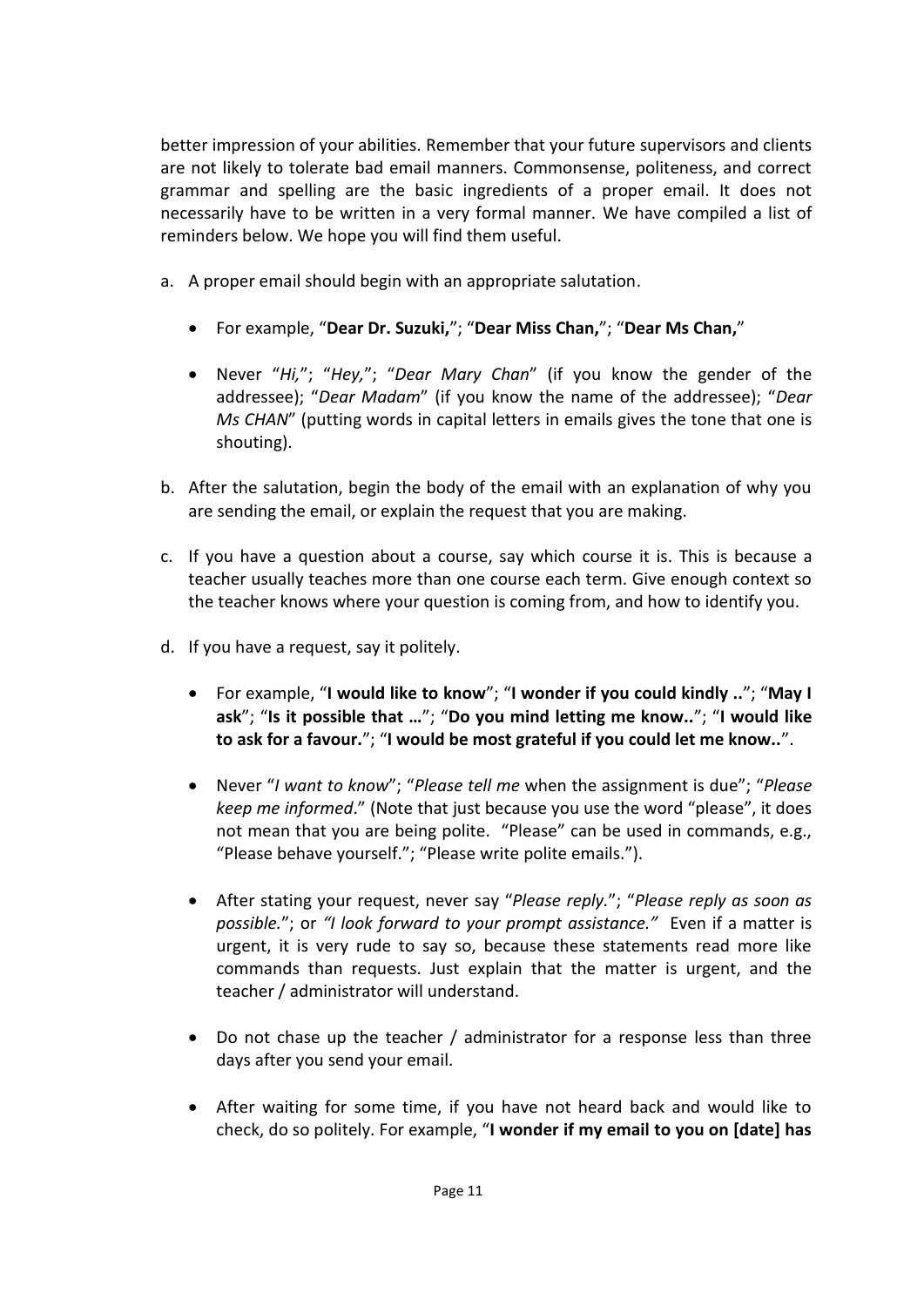better impression of your abilities. Remember that your future supervisors and clients are not likely to tolerate bad email manners. Commonsense, politeness, and correct grammar and spelling are the basic ingredients of a proper email. It does not necessarily have to be written in a very formal manner. We have compiled a list of reminders below. We hope you will find them useful.

a. A proper email should begin with an appropriate salutation.

    - For example, "**Dear Dr. Suzuki,**"; "**Dear Miss Chan,**"; "**Dear Ms Chan,**"

    - Never "*Hi,*"; "*Hey,*"; "*Dear Mary Chan*" (if you know the gender of the addressee); "*Dear Madam*" (if you know the name of the addressee); "*Dear Ms CHAN*" (putting words in capital letters in emails gives the tone that one is shouting).

b. After the salutation, begin the body of the email with an explanation of why you are sending the email, or explain the request that you are making.

c. If you have a question about a course, say which course it is. This is because a teacher usually teaches more than one course each term. Give enough context so the teacher knows where your question is coming from, and how to identify you.

d. If you have a request, say it politely.

    - For example, "**I would like to know**"; "**I wonder if you could kindly ..**"; "**May I ask**"; "**Is it possible that …**"; "**Do you mind letting me know..**"; "**I would like to ask for a favour.**"; "**I would be most grateful if you could let me know..**".

    - Never "*I want to know*"; "*Please tell me* when the assignment is due"; "*Please keep me informed*." (Note that just because you use the word "please", it does not mean that you are being polite. "Please" can be used in commands, e.g., "Please behave yourself."; "Please write polite emails.").

    - After stating your request, never say "*Please reply.*"; "*Please reply as soon as possible.*"; or *"I look forward to your prompt assistance."* Even if a matter is urgent, it is very rude to say so, because these statements read more like commands than requests. Just explain that the matter is urgent, and the teacher / administrator will understand.

    - Do not chase up the teacher / administrator for a response less than three days after you send your email.

    - After waiting for some time, if you have not heard back and would like to check, do so politely. For example, "**I wonder if my email to you on [date] has**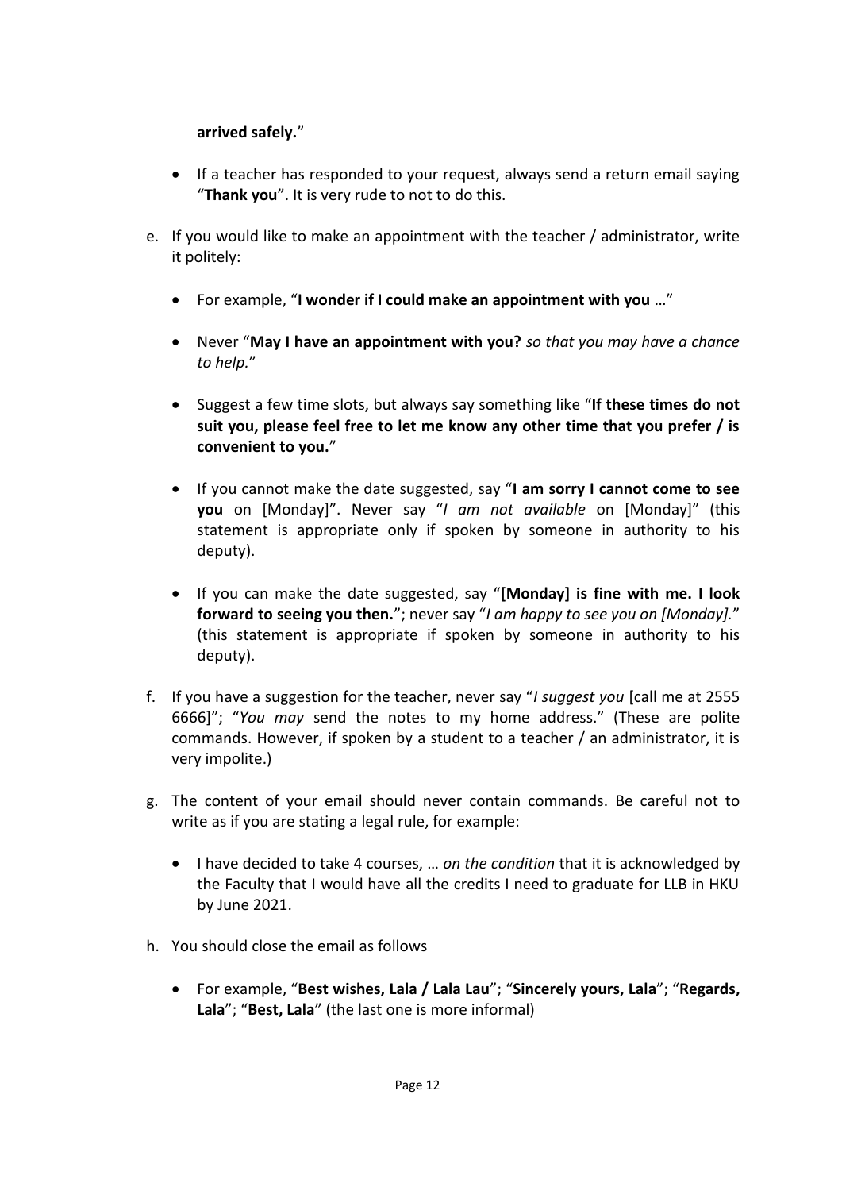**arrived safely.**"

- If a teacher has responded to your request, always send a return email saying "**Thank you**". It is very rude to not to do this.

e. If you would like to make an appointment with the teacher / administrator, write it politely:

   - For example, "**I wonder if I could make an appointment with you** …"
   - Never "**May I have an appointment with you?** *so that you may have a chance to help.*"
   - Suggest a few time slots, but always say something like "**If these times do not suit you, please feel free to let me know any other time that you prefer / is convenient to you.**"
   - If you cannot make the date suggested, say "**I am sorry I cannot come to see you** on [Monday]". Never say "*I am not available* on [Monday]" (this statement is appropriate only if spoken by someone in authority to his deputy).
   - If you can make the date suggested, say "**[Monday] is fine with me. I look forward to seeing you then.**"; never say "*I am happy to see you on [Monday].*" (this statement is appropriate if spoken by someone in authority to his deputy).

f. If you have a suggestion for the teacher, never say "*I suggest you* [call me at 2555 6666]"; "*You may* send the notes to my home address." (These are polite commands. However, if spoken by a student to a teacher / an administrator, it is very impolite.)

g. The content of your email should never contain commands. Be careful not to write as if you are stating a legal rule, for example:

   - I have decided to take 4 courses, … *on the condition* that it is acknowledged by the Faculty that I would have all the credits I need to graduate for LLB in HKU by June 2021.

h. You should close the email as follows

   - For example, "**Best wishes, Lala / Lala Lau**"; "**Sincerely yours, Lala**"; "**Regards, Lala**"; "**Best, Lala**" (the last one is more informal)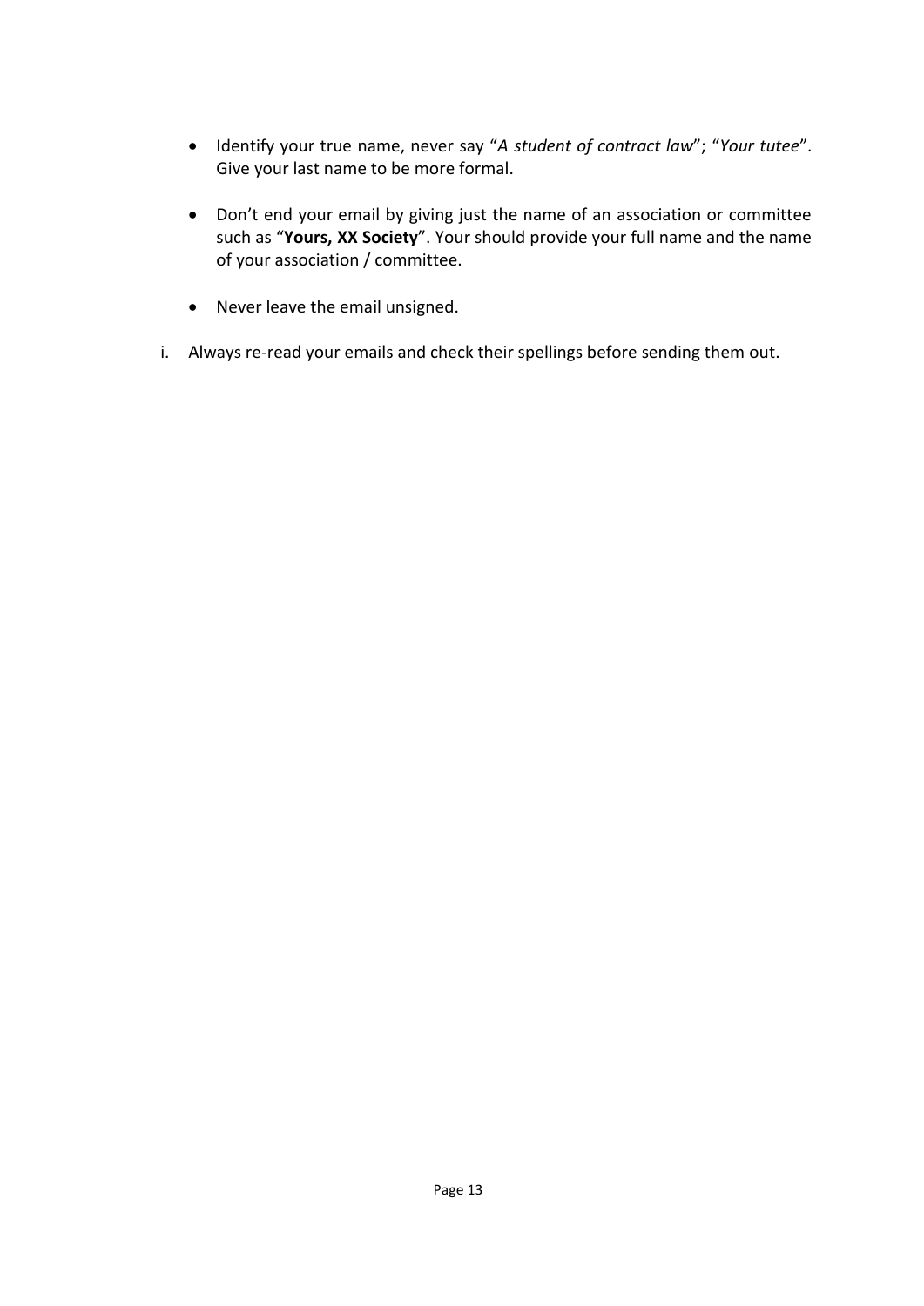- Identify your true name, never say "*A student of contract law*"; "*Your tutee*". Give your last name to be more formal.

- Don't end your email by giving just the name of an association or committee such as "**Yours, XX Society**". Your should provide your full name and the name of your association / committee.

- Never leave the email unsigned.

i. Always re-read your emails and check their spellings before sending them out.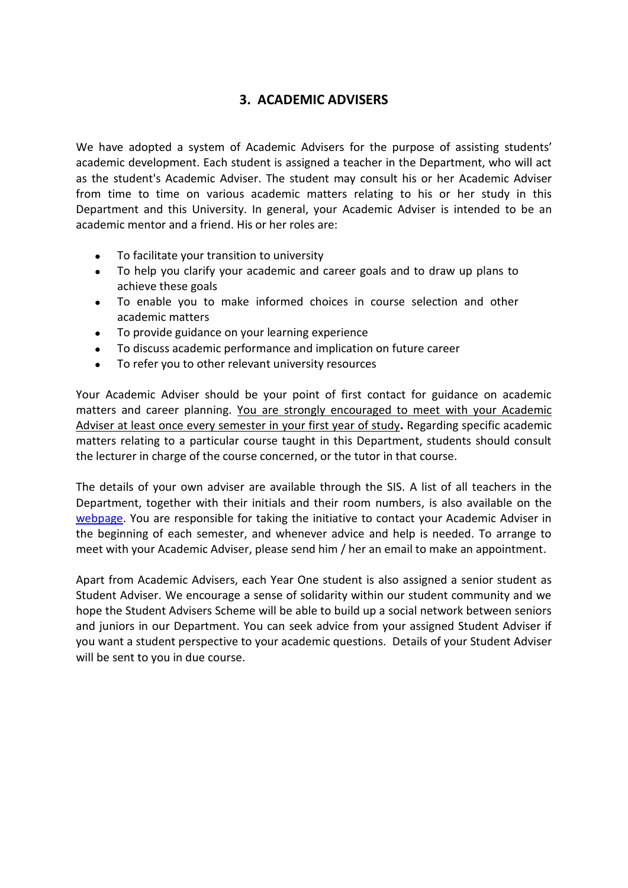## 3. ACADEMIC ADVISERS

We have adopted a system of Academic Advisers for the purpose of assisting students' academic development. Each student is assigned a teacher in the Department, who will act as the student's Academic Adviser. The student may consult his or her Academic Adviser from time to time on various academic matters relating to his or her study in this Department and this University. In general, your Academic Adviser is intended to be an academic mentor and a friend. His or her roles are:

- To facilitate your transition to university
- To help you clarify your academic and career goals and to draw up plans to achieve these goals
- To enable you to make informed choices in course selection and other academic matters
- To provide guidance on your learning experience
- To discuss academic performance and implication on future career
- To refer you to other relevant university resources

Your Academic Adviser should be your point of first contact for guidance on academic matters and career planning. <u>You are strongly encouraged to meet with your Academic Adviser at least once every semester in your first year of study</u>**.** Regarding specific academic matters relating to a particular course taught in this Department, students should consult the lecturer in charge of the course concerned, or the tutor in that course.

The details of your own adviser are available through the SIS. A list of all teachers in the Department, together with their initials and their room numbers, is also available on the webpage. You are responsible for taking the initiative to contact your Academic Adviser in the beginning of each semester, and whenever advice and help is needed. To arrange to meet with your Academic Adviser, please send him / her an email to make an appointment.

Apart from Academic Advisers, each Year One student is also assigned a senior student as Student Adviser. We encourage a sense of solidarity within our student community and we hope the Student Advisers Scheme will be able to build up a social network between seniors and juniors in our Department. You can seek advice from your assigned Student Adviser if you want a student perspective to your academic questions. Details of your Student Adviser will be sent to you in due course.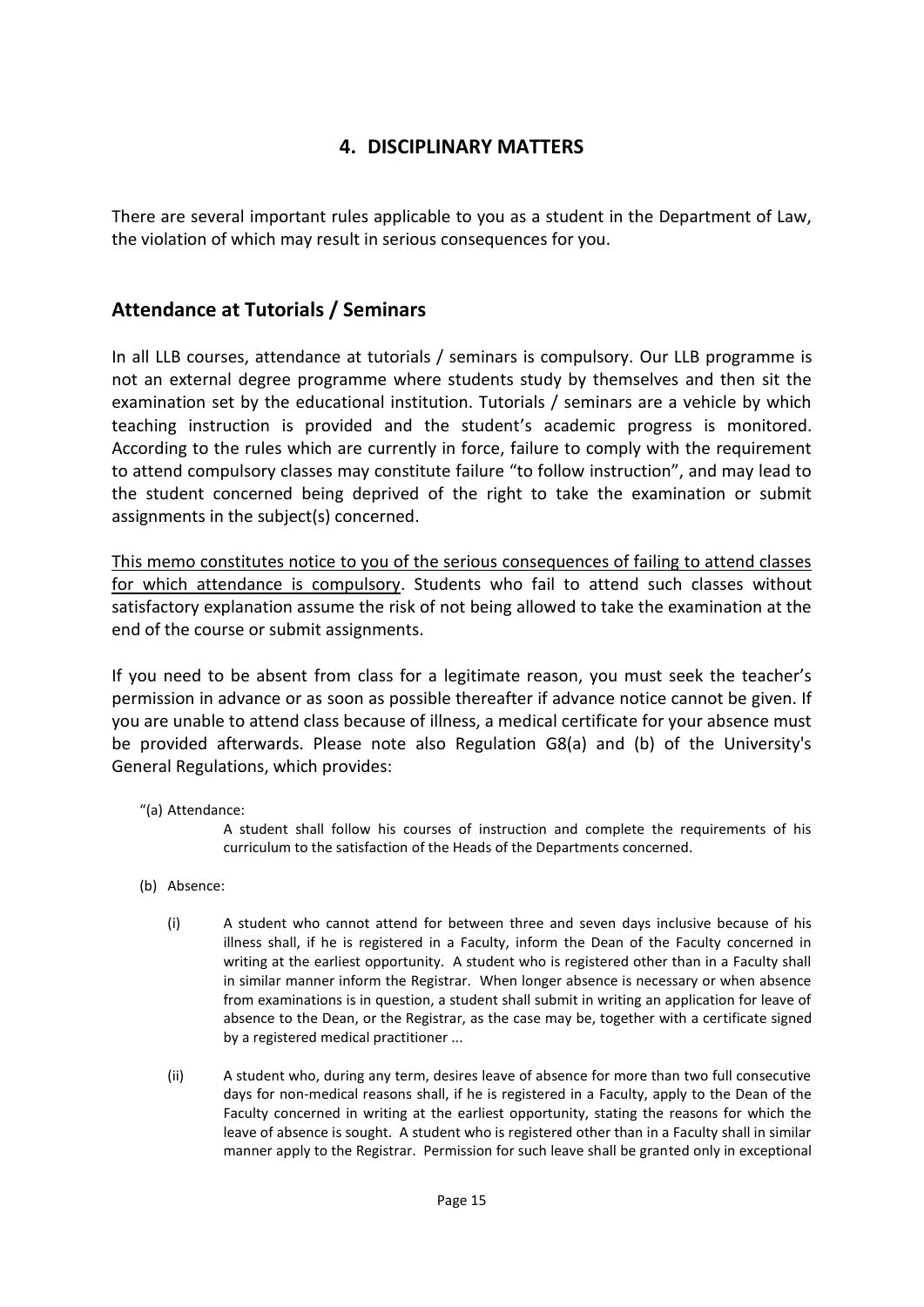# 4. DISCIPLINARY MATTERS

There are several important rules applicable to you as a student in the Department of Law, the violation of which may result in serious consequences for you.

## Attendance at Tutorials / Seminars

In all LLB courses, attendance at tutorials / seminars is compulsory. Our LLB programme is not an external degree programme where students study by themselves and then sit the examination set by the educational institution. Tutorials / seminars are a vehicle by which teaching instruction is provided and the student's academic progress is monitored. According to the rules which are currently in force, failure to comply with the requirement to attend compulsory classes may constitute failure "to follow instruction", and may lead to the student concerned being deprived of the right to take the examination or submit assignments in the subject(s) concerned.

<u>This memo constitutes notice to you of the serious consequences of failing to attend classes for which attendance is compulsory</u>. Students who fail to attend such classes without satisfactory explanation assume the risk of not being allowed to take the examination at the end of the course or submit assignments.

If you need to be absent from class for a legitimate reason, you must seek the teacher's permission in advance or as soon as possible thereafter if advance notice cannot be given. If you are unable to attend class because of illness, a medical certificate for your absence must be provided afterwards. Please note also Regulation G8(a) and (b) of the University's General Regulations, which provides:

"(a) Attendance:

> A student shall follow his courses of instruction and complete the requirements of his curriculum to the satisfaction of the Heads of the Departments concerned.

(b) Absence:

(i) A student who cannot attend for between three and seven days inclusive because of his illness shall, if he is registered in a Faculty, inform the Dean of the Faculty concerned in writing at the earliest opportunity. A student who is registered other than in a Faculty shall in similar manner inform the Registrar. When longer absence is necessary or when absence from examinations is in question, a student shall submit in writing an application for leave of absence to the Dean, or the Registrar, as the case may be, together with a certificate signed by a registered medical practitioner ...

(ii) A student who, during any term, desires leave of absence for more than two full consecutive days for non-medical reasons shall, if he is registered in a Faculty, apply to the Dean of the Faculty concerned in writing at the earliest opportunity, stating the reasons for which the leave of absence is sought. A student who is registered other than in a Faculty shall in similar manner apply to the Registrar. Permission for such leave shall be granted only in exceptional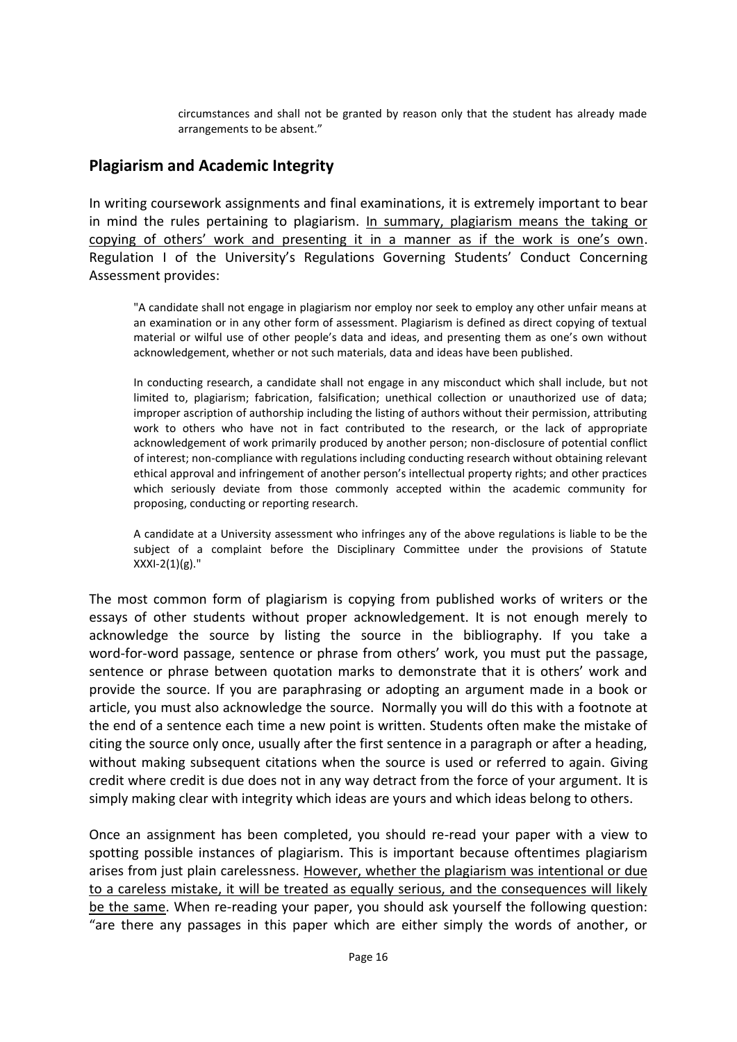> circumstances and shall not be granted by reason only that the student has already made arrangements to be absent."

## Plagiarism and Academic Integrity

In writing coursework assignments and final examinations, it is extremely important to bear in mind the rules pertaining to plagiarism. <u>In summary, plagiarism means the taking or copying of others' work and presenting it in a manner as if the work is one's own</u>. Regulation I of the University's Regulations Governing Students' Conduct Concerning Assessment provides:

> "A candidate shall not engage in plagiarism nor employ nor seek to employ any other unfair means at an examination or in any other form of assessment. Plagiarism is defined as direct copying of textual material or wilful use of other people's data and ideas, and presenting them as one's own without acknowledgement, whether or not such materials, data and ideas have been published.
>
> In conducting research, a candidate shall not engage in any misconduct which shall include, but not limited to, plagiarism; fabrication, falsification; unethical collection or unauthorized use of data; improper ascription of authorship including the listing of authors without their permission, attributing work to others who have not in fact contributed to the research, or the lack of appropriate acknowledgement of work primarily produced by another person; non-disclosure of potential conflict of interest; non-compliance with regulations including conducting research without obtaining relevant ethical approval and infringement of another person's intellectual property rights; and other practices which seriously deviate from those commonly accepted within the academic community for proposing, conducting or reporting research.
>
> A candidate at a University assessment who infringes any of the above regulations is liable to be the subject of a complaint before the Disciplinary Committee under the provisions of Statute XXXI-2(1)(g)."

The most common form of plagiarism is copying from published works of writers or the essays of other students without proper acknowledgement. It is not enough merely to acknowledge the source by listing the source in the bibliography. If you take a word-for-word passage, sentence or phrase from others' work, you must put the passage, sentence or phrase between quotation marks to demonstrate that it is others' work and provide the source. If you are paraphrasing or adopting an argument made in a book or article, you must also acknowledge the source. Normally you will do this with a footnote at the end of a sentence each time a new point is written. Students often make the mistake of citing the source only once, usually after the first sentence in a paragraph or after a heading, without making subsequent citations when the source is used or referred to again. Giving credit where credit is due does not in any way detract from the force of your argument. It is simply making clear with integrity which ideas are yours and which ideas belong to others.

Once an assignment has been completed, you should re-read your paper with a view to spotting possible instances of plagiarism. This is important because oftentimes plagiarism arises from just plain carelessness. <u>However, whether the plagiarism was intentional or due to a careless mistake, it will be treated as equally serious, and the consequences will likely be the same</u>. When re-reading your paper, you should ask yourself the following question: "are there any passages in this paper which are either simply the words of another, or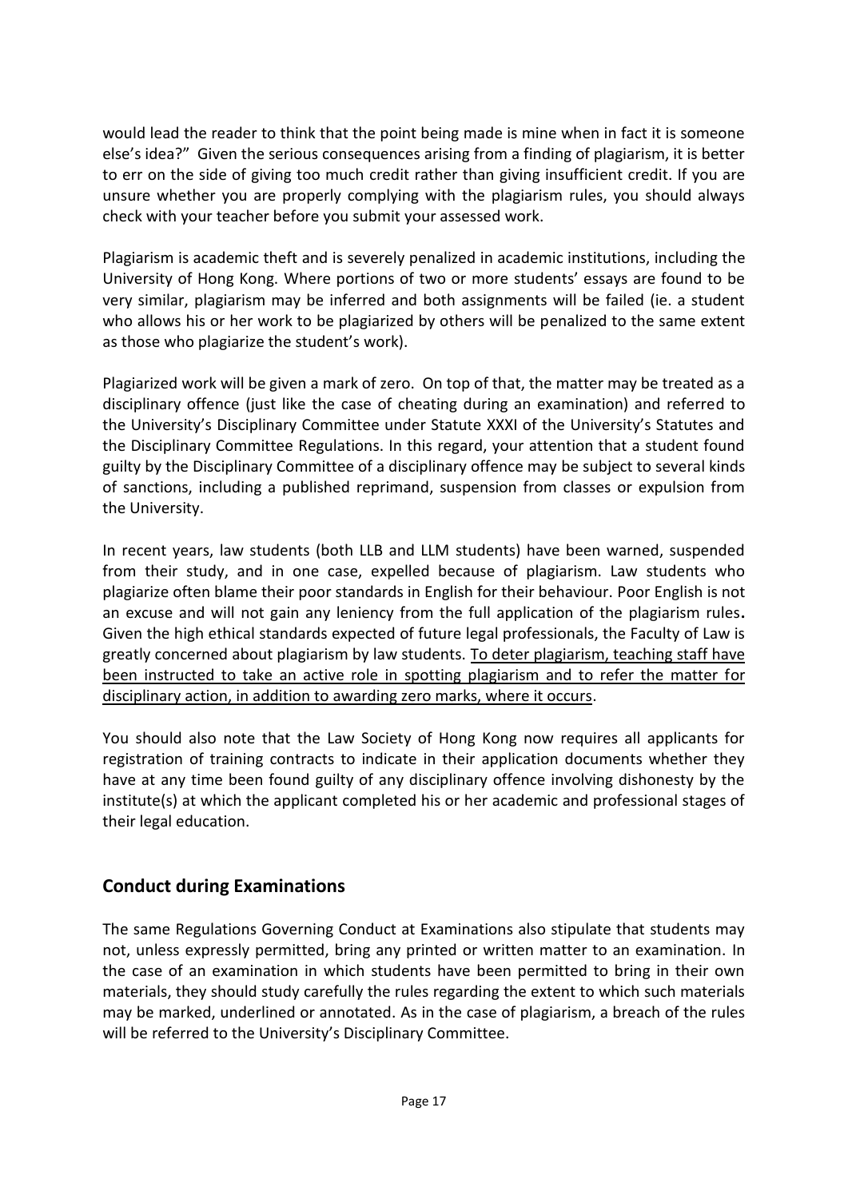would lead the reader to think that the point being made is mine when in fact it is someone else's idea?" Given the serious consequences arising from a finding of plagiarism, it is better to err on the side of giving too much credit rather than giving insufficient credit. If you are unsure whether you are properly complying with the plagiarism rules, you should always check with your teacher before you submit your assessed work.

Plagiarism is academic theft and is severely penalized in academic institutions, including the University of Hong Kong. Where portions of two or more students' essays are found to be very similar, plagiarism may be inferred and both assignments will be failed (ie. a student who allows his or her work to be plagiarized by others will be penalized to the same extent as those who plagiarize the student's work).

Plagiarized work will be given a mark of zero. On top of that, the matter may be treated as a disciplinary offence (just like the case of cheating during an examination) and referred to the University's Disciplinary Committee under Statute XXXI of the University's Statutes and the Disciplinary Committee Regulations. In this regard, your attention that a student found guilty by the Disciplinary Committee of a disciplinary offence may be subject to several kinds of sanctions, including a published reprimand, suspension from classes or expulsion from the University.

In recent years, law students (both LLB and LLM students) have been warned, suspended from their study, and in one case, expelled because of plagiarism. Law students who plagiarize often blame their poor standards in English for their behaviour. Poor English is not an excuse and will not gain any leniency from the full application of the plagiarism rules**.** Given the high ethical standards expected of future legal professionals, the Faculty of Law is greatly concerned about plagiarism by law students. <u>To deter plagiarism, teaching staff have been instructed to take an active role in spotting plagiarism and to refer the matter for disciplinary action, in addition to awarding zero marks, where it occurs</u>.

You should also note that the Law Society of Hong Kong now requires all applicants for registration of training contracts to indicate in their application documents whether they have at any time been found guilty of any disciplinary offence involving dishonesty by the institute(s) at which the applicant completed his or her academic and professional stages of their legal education.

## Conduct during Examinations

The same Regulations Governing Conduct at Examinations also stipulate that students may not, unless expressly permitted, bring any printed or written matter to an examination. In the case of an examination in which students have been permitted to bring in their own materials, they should study carefully the rules regarding the extent to which such materials may be marked, underlined or annotated. As in the case of plagiarism, a breach of the rules will be referred to the University's Disciplinary Committee.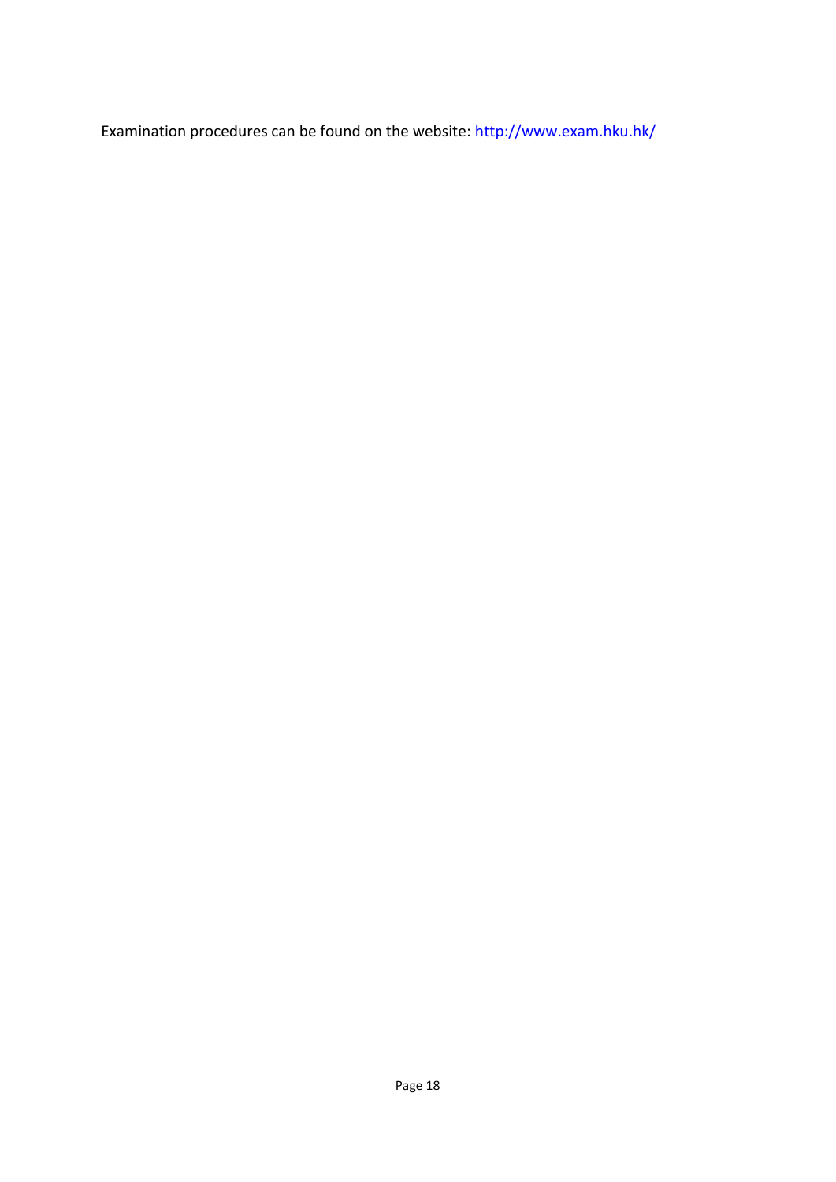Examination procedures can be found on the website: [http://www.exam.hku.hk/](http://www.exam.hku.hk/)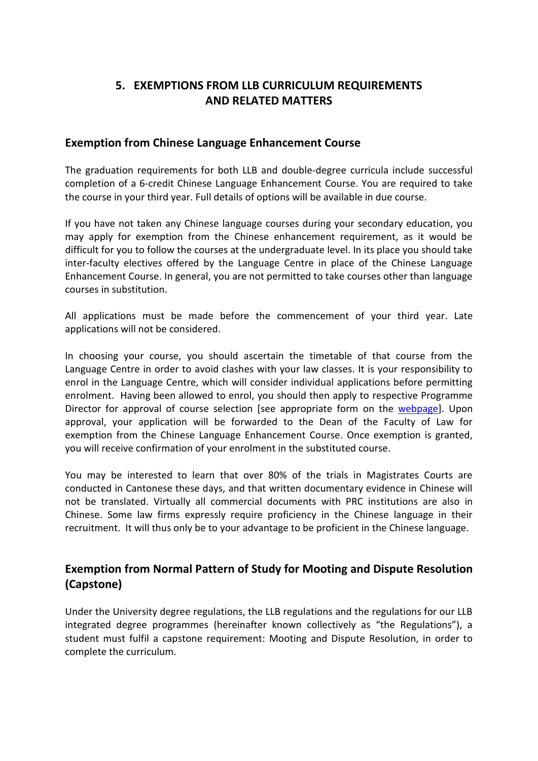## 5. EXEMPTIONS FROM LLB CURRICULUM REQUIREMENTS AND RELATED MATTERS

### Exemption from Chinese Language Enhancement Course

The graduation requirements for both LLB and double-degree curricula include successful completion of a 6-credit Chinese Language Enhancement Course. You are required to take the course in your third year. Full details of options will be available in due course.

If you have not taken any Chinese language courses during your secondary education, you may apply for exemption from the Chinese enhancement requirement, as it would be difficult for you to follow the courses at the undergraduate level. In its place you should take inter-faculty electives offered by the Language Centre in place of the Chinese Language Enhancement Course. In general, you are not permitted to take courses other than language courses in substitution.

All applications must be made before the commencement of your third year. Late applications will not be considered.

In choosing your course, you should ascertain the timetable of that course from the Language Centre in order to avoid clashes with your law classes. It is your responsibility to enrol in the Language Centre, which will consider individual applications before permitting enrolment. Having been allowed to enrol, you should then apply to respective Programme Director for approval of course selection [see appropriate form on the webpage]. Upon approval, your application will be forwarded to the Dean of the Faculty of Law for exemption from the Chinese Language Enhancement Course. Once exemption is granted, you will receive confirmation of your enrolment in the substituted course.

You may be interested to learn that over 80% of the trials in Magistrates Courts are conducted in Cantonese these days, and that written documentary evidence in Chinese will not be translated. Virtually all commercial documents with PRC institutions are also in Chinese. Some law firms expressly require proficiency in the Chinese language in their recruitment. It will thus only be to your advantage to be proficient in the Chinese language.

### Exemption from Normal Pattern of Study for Mooting and Dispute Resolution (Capstone)

Under the University degree regulations, the LLB regulations and the regulations for our LLB integrated degree programmes (hereinafter known collectively as "the Regulations"), a student must fulfil a capstone requirement: Mooting and Dispute Resolution, in order to complete the curriculum.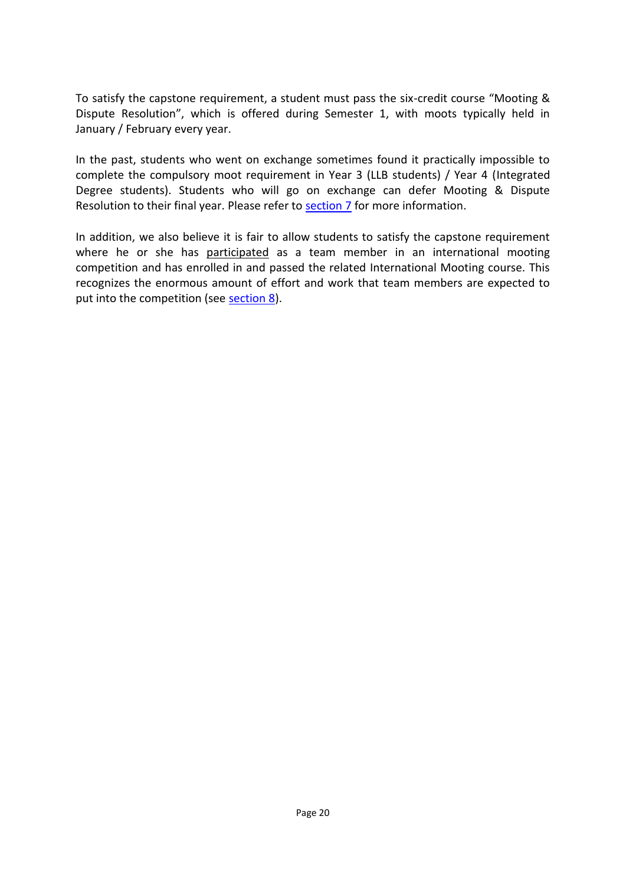To satisfy the capstone requirement, a student must pass the six-credit course "Mooting & Dispute Resolution", which is offered during Semester 1, with moots typically held in January / February every year.

In the past, students who went on exchange sometimes found it practically impossible to complete the compulsory moot requirement in Year 3 (LLB students) / Year 4 (Integrated Degree students). Students who will go on exchange can defer Mooting & Dispute Resolution to their final year. Please refer to section 7 for more information.

In addition, we also believe it is fair to allow students to satisfy the capstone requirement where he or she has participated as a team member in an international mooting competition and has enrolled in and passed the related International Mooting course. This recognizes the enormous amount of effort and work that team members are expected to put into the competition (see section 8).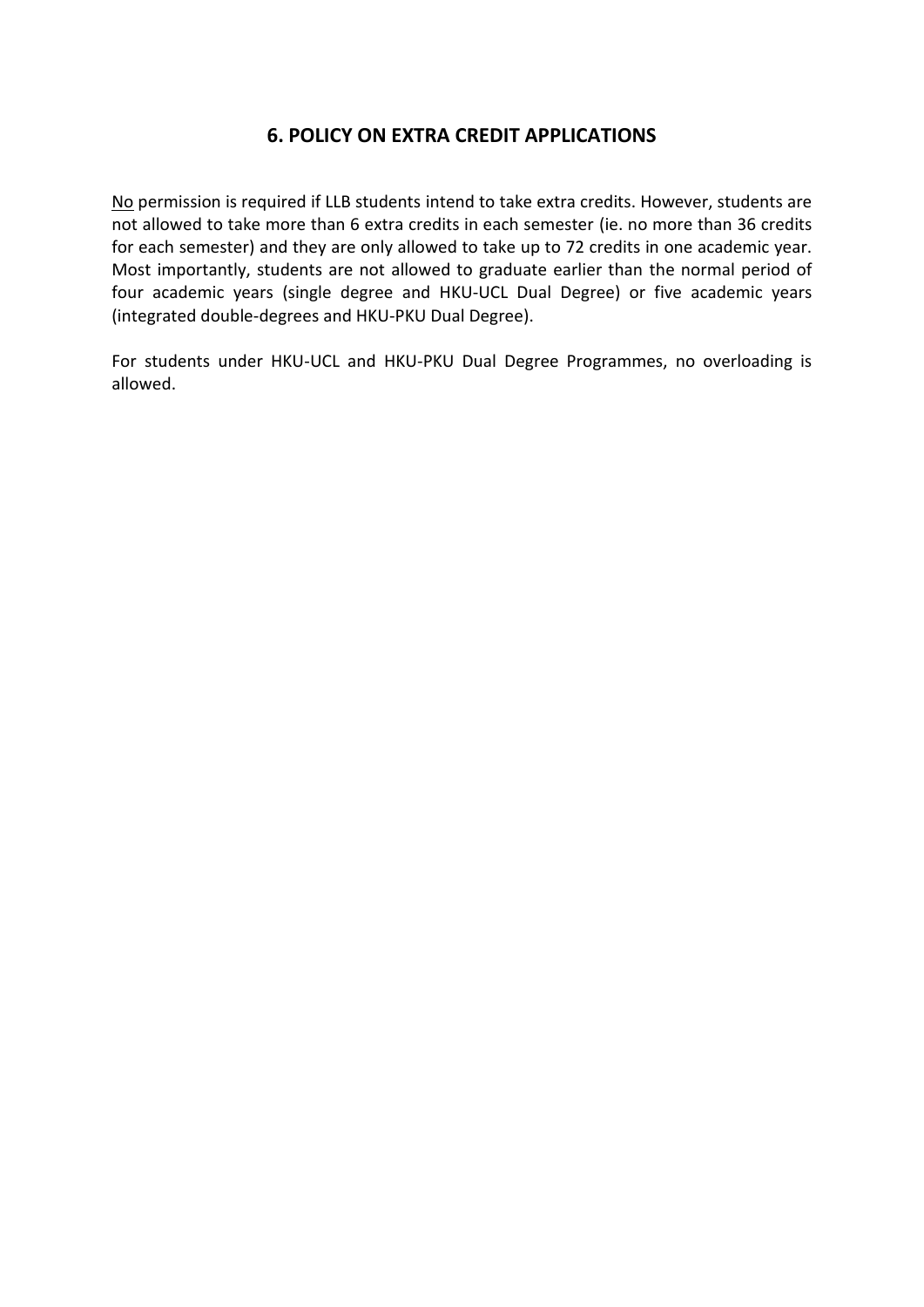## 6. POLICY ON EXTRA CREDIT APPLICATIONS

<u>No</u> permission is required if LLB students intend to take extra credits. However, students are not allowed to take more than 6 extra credits in each semester (ie. no more than 36 credits for each semester) and they are only allowed to take up to 72 credits in one academic year. Most importantly, students are not allowed to graduate earlier than the normal period of four academic years (single degree and HKU-UCL Dual Degree) or five academic years (integrated double-degrees and HKU-PKU Dual Degree).

For students under HKU-UCL and HKU-PKU Dual Degree Programmes, no overloading is allowed.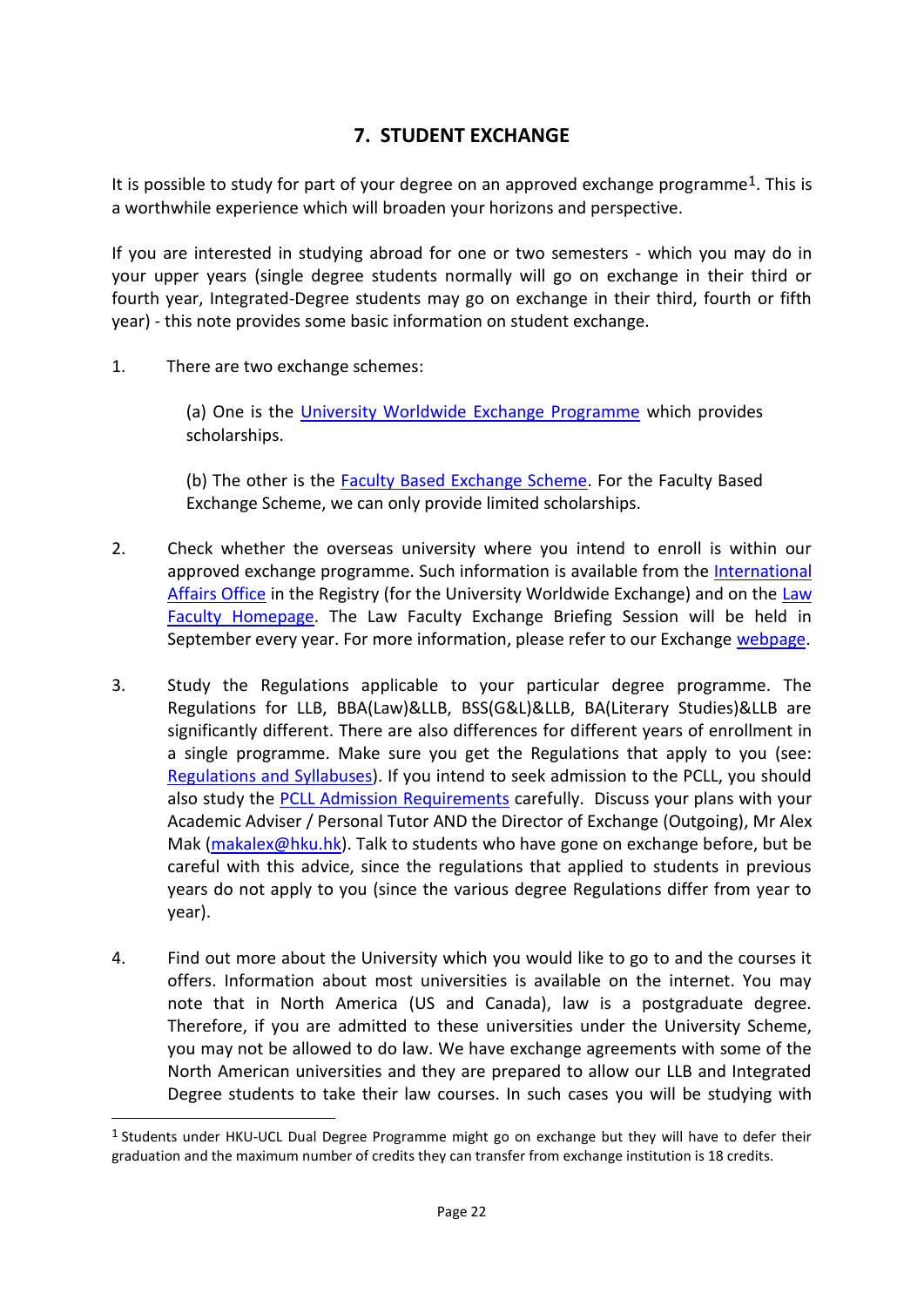## 7. STUDENT EXCHANGE

It is possible to study for part of your degree on an approved exchange programme[1]. This is a worthwhile experience which will broaden your horizons and perspective.

If you are interested in studying abroad for one or two semesters - which you may do in your upper years (single degree students normally will go on exchange in their third or fourth year, Integrated-Degree students may go on exchange in their third, fourth or fifth year) - this note provides some basic information on student exchange.

1. There are two exchange schemes:

   (a) One is the University Worldwide Exchange Programme which provides scholarships.

   (b) The other is the Faculty Based Exchange Scheme. For the Faculty Based Exchange Scheme, we can only provide limited scholarships.

2. Check whether the overseas university where you intend to enroll is within our approved exchange programme. Such information is available from the International Affairs Office in the Registry (for the University Worldwide Exchange) and on the Law Faculty Homepage. The Law Faculty Exchange Briefing Session will be held in September every year. For more information, please refer to our Exchange webpage.

3. Study the Regulations applicable to your particular degree programme. The Regulations for LLB, BBA(Law)&LLB, BSS(G&L)&LLB, BA(Literary Studies)&LLB are significantly different. There are also differences for different years of enrollment in a single programme. Make sure you get the Regulations that apply to you (see: Regulations and Syllabuses). If you intend to seek admission to the PCLL, you should also study the PCLL Admission Requirements carefully. Discuss your plans with your Academic Adviser / Personal Tutor AND the Director of Exchange (Outgoing), Mr Alex Mak (makalex@hku.hk). Talk to students who have gone on exchange before, but be careful with this advice, since the regulations that applied to students in previous years do not apply to you (since the various degree Regulations differ from year to year).

4. Find out more about the University which you would like to go to and the courses it offers. Information about most universities is available on the internet. You may note that in North America (US and Canada), law is a postgraduate degree. Therefore, if you are admitted to these universities under the University Scheme, you may not be allowed to do law. We have exchange agreements with some of the North American universities and they are prepared to allow our LLB and Integrated Degree students to take their law courses. In such cases you will be studying with

[1] Students under HKU-UCL Dual Degree Programme might go on exchange but they will have to defer their graduation and the maximum number of credits they can transfer from exchange institution is 18 credits.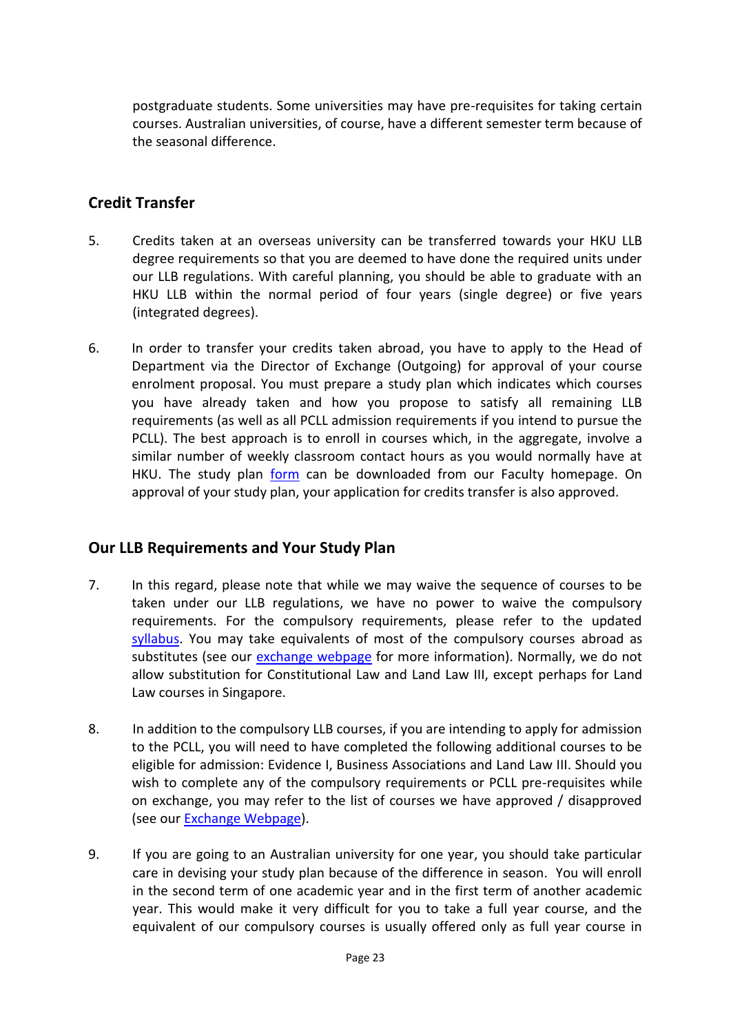postgraduate students. Some universities may have pre-requisites for taking certain courses. Australian universities, of course, have a different semester term because of the seasonal difference.

## Credit Transfer

5. Credits taken at an overseas university can be transferred towards your HKU LLB degree requirements so that you are deemed to have done the required units under our LLB regulations. With careful planning, you should be able to graduate with an HKU LLB within the normal period of four years (single degree) or five years (integrated degrees).

6. In order to transfer your credits taken abroad, you have to apply to the Head of Department via the Director of Exchange (Outgoing) for approval of your course enrolment proposal. You must prepare a study plan which indicates which courses you have already taken and how you propose to satisfy all remaining LLB requirements (as well as all PCLL admission requirements if you intend to pursue the PCLL). The best approach is to enroll in courses which, in the aggregate, involve a similar number of weekly classroom contact hours as you would normally have at HKU. The study plan form can be downloaded from our Faculty homepage. On approval of your study plan, your application for credits transfer is also approved.

## Our LLB Requirements and Your Study Plan

7. In this regard, please note that while we may waive the sequence of courses to be taken under our LLB regulations, we have no power to waive the compulsory requirements. For the compulsory requirements, please refer to the updated syllabus. You may take equivalents of most of the compulsory courses abroad as substitutes (see our exchange webpage for more information). Normally, we do not allow substitution for Constitutional Law and Land Law III, except perhaps for Land Law courses in Singapore.

8. In addition to the compulsory LLB courses, if you are intending to apply for admission to the PCLL, you will need to have completed the following additional courses to be eligible for admission: Evidence I, Business Associations and Land Law III. Should you wish to complete any of the compulsory requirements or PCLL pre-requisites while on exchange, you may refer to the list of courses we have approved / disapproved (see our Exchange Webpage).

9. If you are going to an Australian university for one year, you should take particular care in devising your study plan because of the difference in season. You will enroll in the second term of one academic year and in the first term of another academic year. This would make it very difficult for you to take a full year course, and the equivalent of our compulsory courses is usually offered only as full year course in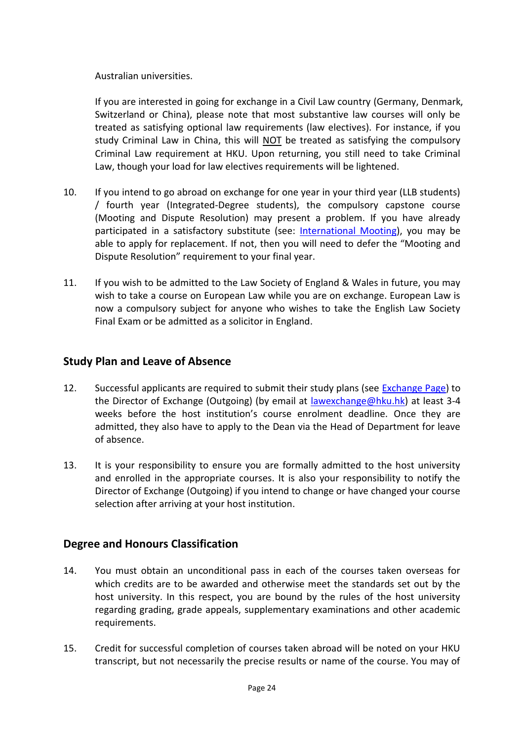Australian universities.

If you are interested in going for exchange in a Civil Law country (Germany, Denmark, Switzerland or China), please note that most substantive law courses will only be treated as satisfying optional law requirements (law electives). For instance, if you study Criminal Law in China, this will NOT be treated as satisfying the compulsory Criminal Law requirement at HKU. Upon returning, you still need to take Criminal Law, though your load for law electives requirements will be lightened.

10. If you intend to go abroad on exchange for one year in your third year (LLB students) / fourth year (Integrated-Degree students), the compulsory capstone course (Mooting and Dispute Resolution) may present a problem. If you have already participated in a satisfactory substitute (see: International Mooting), you may be able to apply for replacement. If not, then you will need to defer the "Mooting and Dispute Resolution" requirement to your final year.

11. If you wish to be admitted to the Law Society of England & Wales in future, you may wish to take a course on European Law while you are on exchange. European Law is now a compulsory subject for anyone who wishes to take the English Law Society Final Exam or be admitted as a solicitor in England.

## Study Plan and Leave of Absence

12. Successful applicants are required to submit their study plans (see Exchange Page) to the Director of Exchange (Outgoing) (by email at lawexchange@hku.hk) at least 3-4 weeks before the host institution's course enrolment deadline. Once they are admitted, they also have to apply to the Dean via the Head of Department for leave of absence.

13. It is your responsibility to ensure you are formally admitted to the host university and enrolled in the appropriate courses. It is also your responsibility to notify the Director of Exchange (Outgoing) if you intend to change or have changed your course selection after arriving at your host institution.

## Degree and Honours Classification

14. You must obtain an unconditional pass in each of the courses taken overseas for which credits are to be awarded and otherwise meet the standards set out by the host university. In this respect, you are bound by the rules of the host university regarding grading, grade appeals, supplementary examinations and other academic requirements.

15. Credit for successful completion of courses taken abroad will be noted on your HKU transcript, but not necessarily the precise results or name of the course. You may of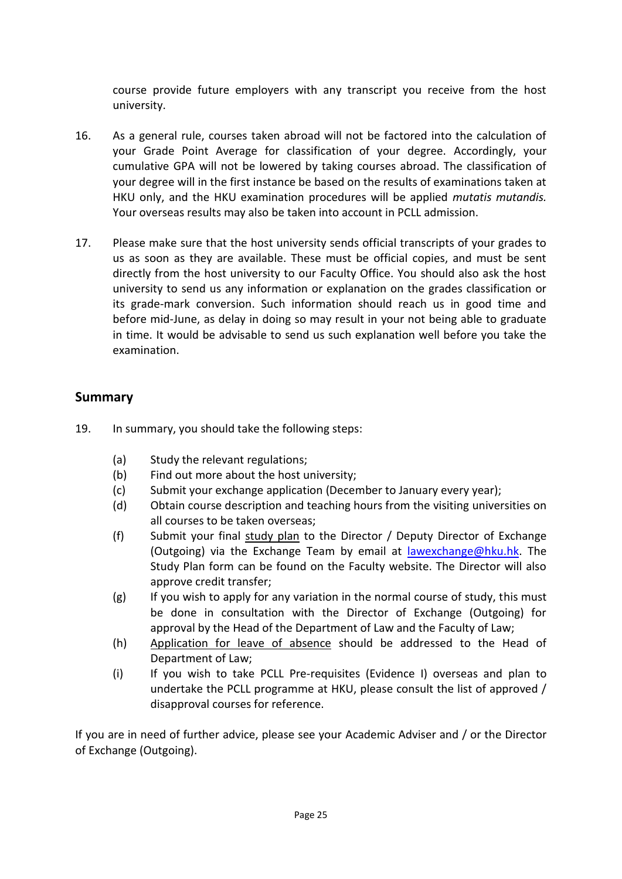course provide future employers with any transcript you receive from the host university.

16. As a general rule, courses taken abroad will not be factored into the calculation of your Grade Point Average for classification of your degree. Accordingly, your cumulative GPA will not be lowered by taking courses abroad. The classification of your degree will in the first instance be based on the results of examinations taken at HKU only, and the HKU examination procedures will be applied *mutatis mutandis.* Your overseas results may also be taken into account in PCLL admission.

17. Please make sure that the host university sends official transcripts of your grades to us as soon as they are available. These must be official copies, and must be sent directly from the host university to our Faculty Office. You should also ask the host university to send us any information or explanation on the grades classification or its grade-mark conversion. Such information should reach us in good time and before mid-June, as delay in doing so may result in your not being able to graduate in time. It would be advisable to send us such explanation well before you take the examination.

## Summary

19. In summary, you should take the following steps:

    (a) Study the relevant regulations;
    (b) Find out more about the host university;
    (c) Submit your exchange application (December to January every year);
    (d) Obtain course description and teaching hours from the visiting universities on all courses to be taken overseas;
    (f) Submit your final study plan to the Director / Deputy Director of Exchange (Outgoing) via the Exchange Team by email at lawexchange@hku.hk. The Study Plan form can be found on the Faculty website. The Director will also approve credit transfer;
    (g) If you wish to apply for any variation in the normal course of study, this must be done in consultation with the Director of Exchange (Outgoing) for approval by the Head of the Department of Law and the Faculty of Law;
    (h) Application for leave of absence should be addressed to the Head of Department of Law;
    (i) If you wish to take PCLL Pre-requisites (Evidence I) overseas and plan to undertake the PCLL programme at HKU, please consult the list of approved / disapproval courses for reference.

If you are in need of further advice, please see your Academic Adviser and / or the Director of Exchange (Outgoing).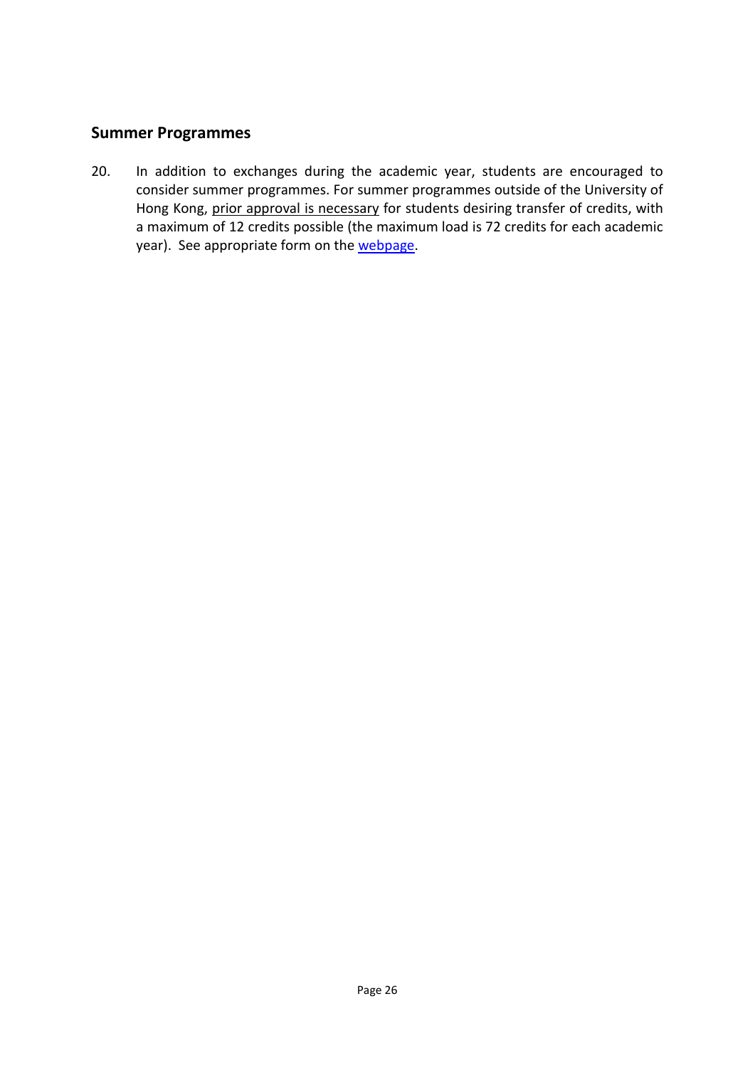## Summer Programmes

20. In addition to exchanges during the academic year, students are encouraged to consider summer programmes. For summer programmes outside of the University of Hong Kong, prior approval is necessary for students desiring transfer of credits, with a maximum of 12 credits possible (the maximum load is 72 credits for each academic year). See appropriate form on the webpage.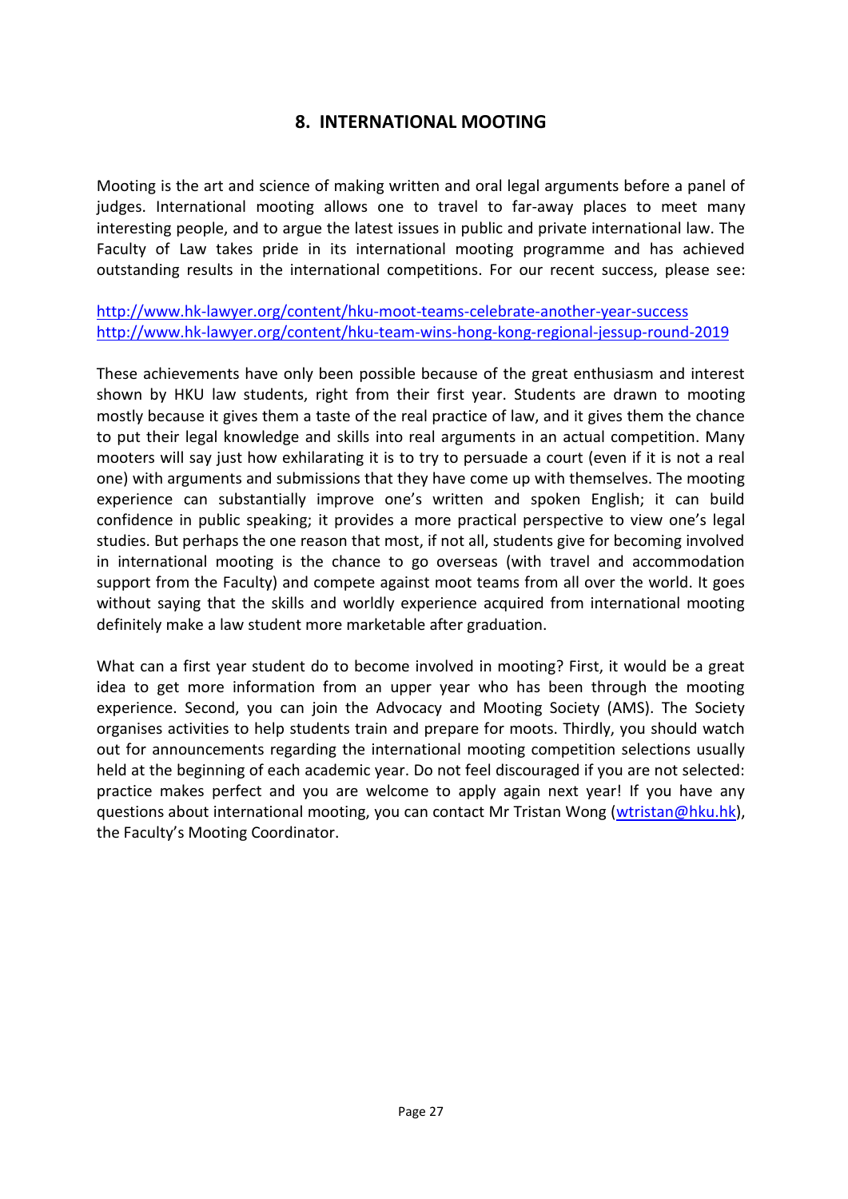## 8. INTERNATIONAL MOOTING

Mooting is the art and science of making written and oral legal arguments before a panel of judges. International mooting allows one to travel to far-away places to meet many interesting people, and to argue the latest issues in public and private international law. The Faculty of Law takes pride in its international mooting programme and has achieved outstanding results in the international competitions. For our recent success, please see:

http://www.hk-lawyer.org/content/hku-moot-teams-celebrate-another-year-success
http://www.hk-lawyer.org/content/hku-team-wins-hong-kong-regional-jessup-round-2019

These achievements have only been possible because of the great enthusiasm and interest shown by HKU law students, right from their first year. Students are drawn to mooting mostly because it gives them a taste of the real practice of law, and it gives them the chance to put their legal knowledge and skills into real arguments in an actual competition. Many mooters will say just how exhilarating it is to try to persuade a court (even if it is not a real one) with arguments and submissions that they have come up with themselves. The mooting experience can substantially improve one's written and spoken English; it can build confidence in public speaking; it provides a more practical perspective to view one's legal studies. But perhaps the one reason that most, if not all, students give for becoming involved in international mooting is the chance to go overseas (with travel and accommodation support from the Faculty) and compete against moot teams from all over the world. It goes without saying that the skills and worldly experience acquired from international mooting definitely make a law student more marketable after graduation.

What can a first year student do to become involved in mooting? First, it would be a great idea to get more information from an upper year who has been through the mooting experience. Second, you can join the Advocacy and Mooting Society (AMS). The Society organises activities to help students train and prepare for moots. Thirdly, you should watch out for announcements regarding the international mooting competition selections usually held at the beginning of each academic year. Do not feel discouraged if you are not selected: practice makes perfect and you are welcome to apply again next year! If you have any questions about international mooting, you can contact Mr Tristan Wong (wtristan@hku.hk), the Faculty's Mooting Coordinator.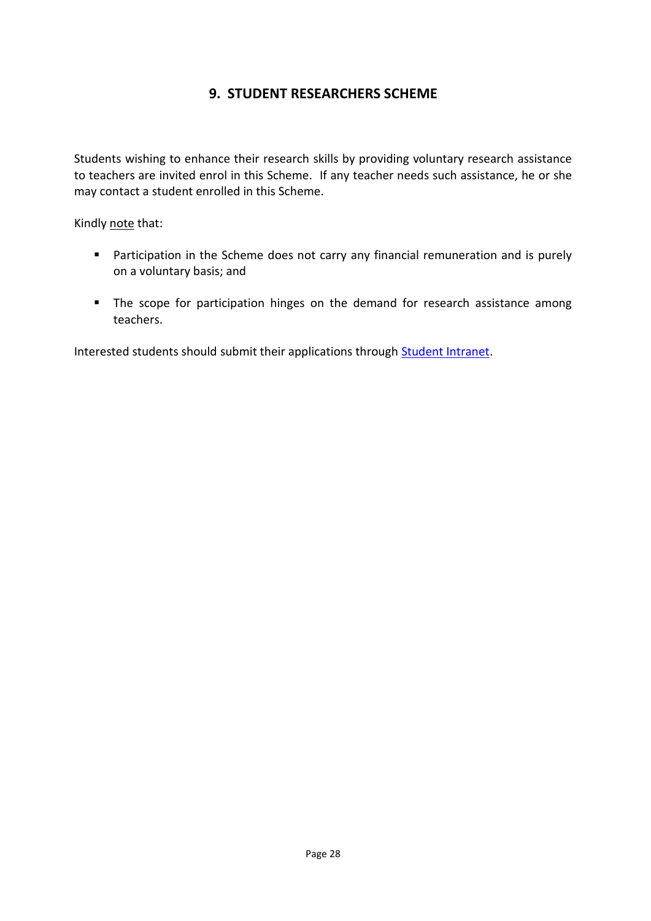## 9. STUDENT RESEARCHERS SCHEME

Students wishing to enhance their research skills by providing voluntary research assistance to teachers are invited enrol in this Scheme. If any teacher needs such assistance, he or she may contact a student enrolled in this Scheme.

Kindly note that:

- Participation in the Scheme does not carry any financial remuneration and is purely on a voluntary basis; and
- The scope for participation hinges on the demand for research assistance among teachers.

Interested students should submit their applications through Student Intranet.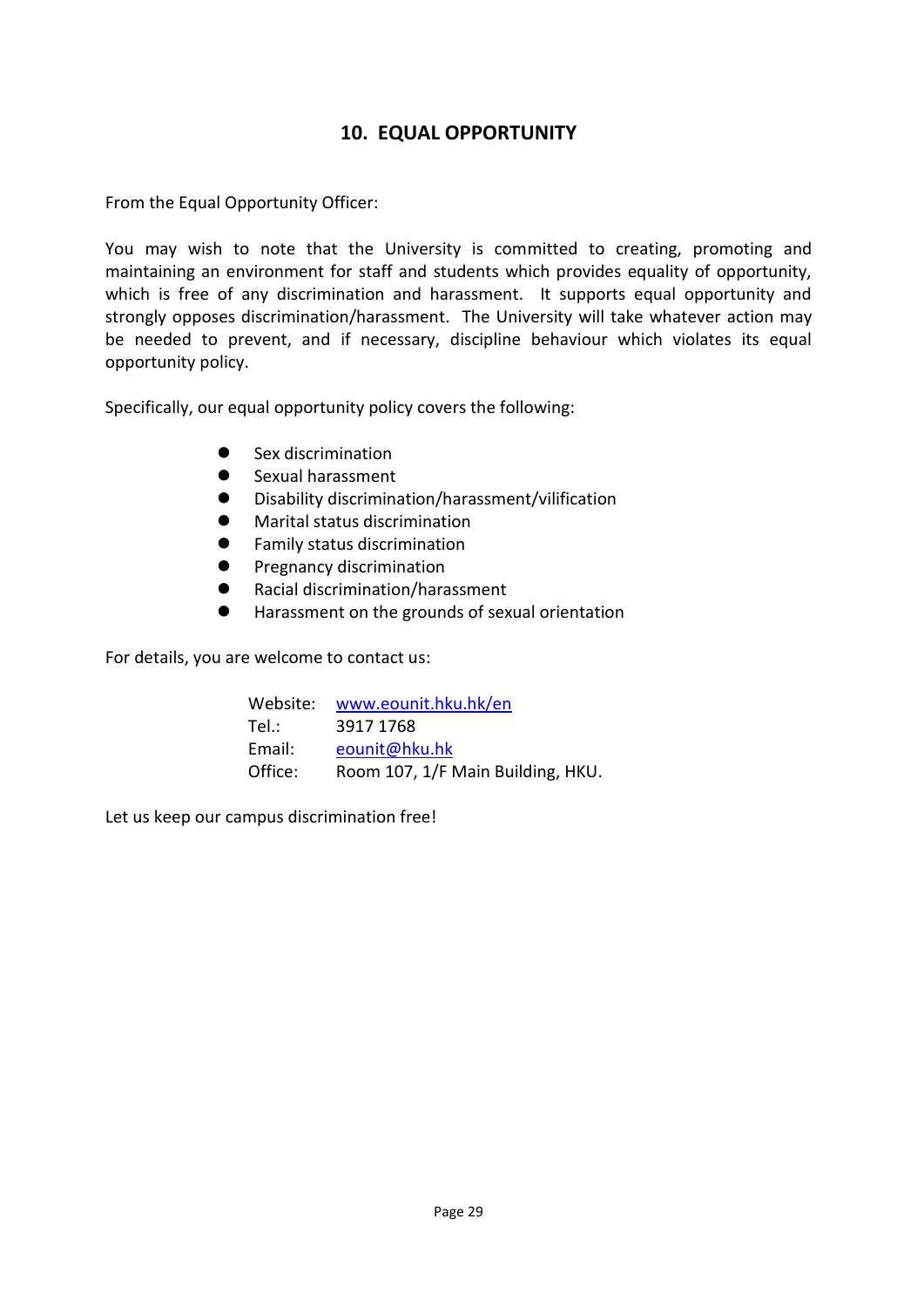## 10. EQUAL OPPORTUNITY

From the Equal Opportunity Officer:

You may wish to note that the University is committed to creating, promoting and maintaining an environment for staff and students which provides equality of opportunity, which is free of any discrimination and harassment. It supports equal opportunity and strongly opposes discrimination/harassment. The University will take whatever action may be needed to prevent, and if necessary, discipline behaviour which violates its equal opportunity policy.

Specifically, our equal opportunity policy covers the following:

- Sex discrimination
- Sexual harassment
- Disability discrimination/harassment/vilification
- Marital status discrimination
- Family status discrimination
- Pregnancy discrimination
- Racial discrimination/harassment
- Harassment on the grounds of sexual orientation

For details, you are welcome to contact us:

| | |
|---|---|
| Website: | www.eounit.hku.hk/en |
| Tel.: | 3917 1768 |
| Email: | eounit@hku.hk |
| Office: | Room 107, 1/F Main Building, HKU. |

Let us keep our campus discrimination free!